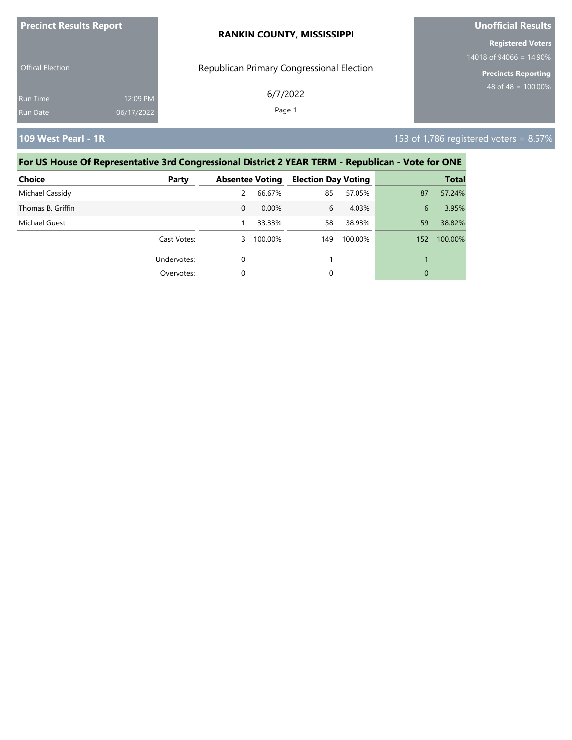**Precinct Results Report**

Offical Election

Run Time 12:09 PM

Run Date 06/17/2022

**RANKIN COUNTY, MISSISSIPPI**

Republican Primary Congressional Election

6/7/2022

**Unofficial Results**

**Registered Voters**

14018 of 94066 = 14.90%

**Precincts Reporting**

48 of 48 = 100.00%

## 109 West Pearl - 1R

153 of 1,786 registered voters = 8.57%

### For US House Of Representative 3rd Congressional District 2 YEAR TERM - Republican - Vote for ONE

| Choice | Party | Absentee Voting | | Election Day Voting | | Total | |
|---|---|---|---|---|---|---|---|
| Michael Cassidy | | 2 | 66.67% | 85 | 57.05% | 87 | 57.24% |
| Thomas B. Griffin | | 0 | 0.00% | 6 | 4.03% | 6 | 3.95% |
| Michael Guest | | 1 | 33.33% | 58 | 38.93% | 59 | 38.82% |
| | Cast Votes: | 3 | 100.00% | 149 | 100.00% | 152 | 100.00% |
| | Undervotes: | 0 | | 1 | | 1 | |
| | Overvotes: | 0 | | 0 | | 0 | |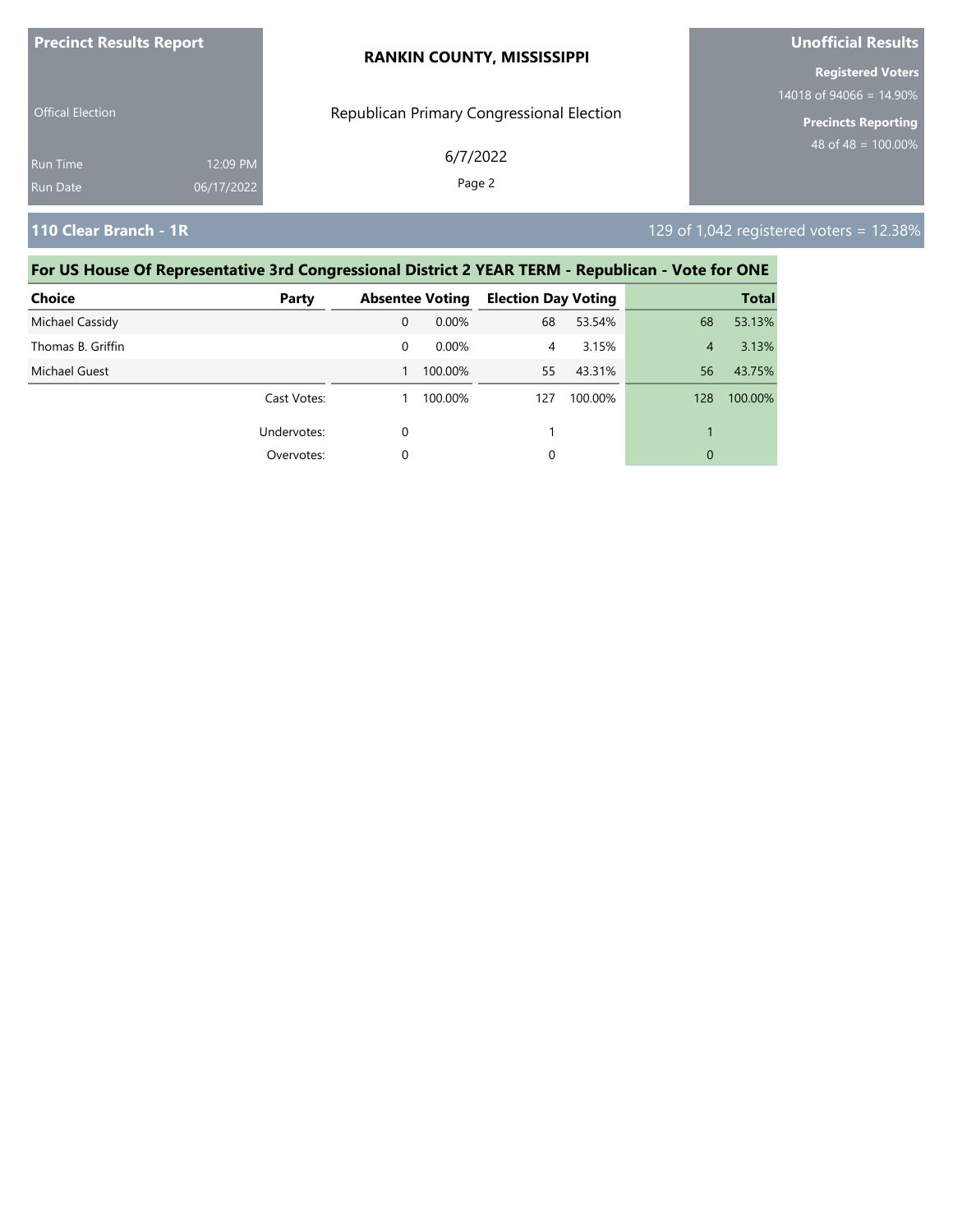**Precinct Results Report** | **RANKIN COUNTY, MISSISSIPPI** | **Unofficial Results**

Offical Election

Republican Primary Congressional Election

6/7/2022

Run Time 12:09 PM
Run Date 06/17/2022

**Registered Voters**
14018 of 94066 = 14.90%

**Precincts Reporting**
48 of 48 = 100.00%

## 110 Clear Branch - 1R

129 of 1,042 registered voters = 12.38%

### For US House Of Representative 3rd Congressional District 2 YEAR TERM - Republican - Vote for ONE

| Choice | Party | Absentee Voting | | Election Day Voting | | Total | |
|---|---|---|---|---|---|---|---|
| Michael Cassidy | | 0 | 0.00% | 68 | 53.54% | 68 | 53.13% |
| Thomas B. Griffin | | 0 | 0.00% | 4 | 3.15% | 4 | 3.13% |
| Michael Guest | | 1 | 100.00% | 55 | 43.31% | 56 | 43.75% |
| | Cast Votes: | 1 | 100.00% | 127 | 100.00% | 128 | 100.00% |
| | Undervotes: | 0 | | 1 | | 1 | |
| | Overvotes: | 0 | | 0 | | 0 | |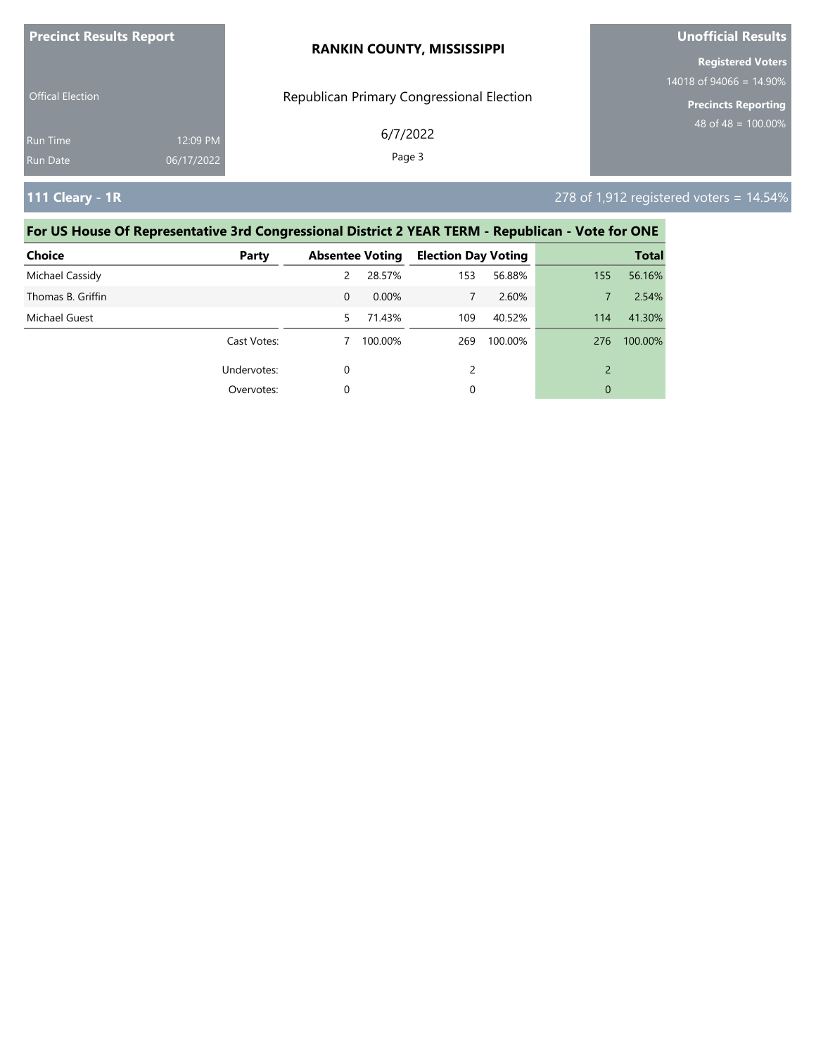**Precinct Results Report**

Offical Election

Run Time 12:09 PM
Run Date 06/17/2022

**RANKIN COUNTY, MISSISSIPPI**

Republican Primary Congressional Election

6/7/2022

**Unofficial Results**

**Registered Voters**
14018 of 94066 = 14.90%

**Precincts Reporting**
48 of 48 = 100.00%

## 111 Cleary - 1R

278 of 1,912 registered voters = 14.54%

### For US House Of Representative 3rd Congressional District 2 YEAR TERM - Republican - Vote for ONE

| Choice | Party | Absentee Voting | | Election Day Voting | | Total | |
|---|---|---|---|---|---|---|---|
| Michael Cassidy | | 2 | 28.57% | 153 | 56.88% | 155 | 56.16% |
| Thomas B. Griffin | | 0 | 0.00% | 7 | 2.60% | 7 | 2.54% |
| Michael Guest | | 5 | 71.43% | 109 | 40.52% | 114 | 41.30% |
| | Cast Votes: | 7 | 100.00% | 269 | 100.00% | 276 | 100.00% |
| | Undervotes: | 0 | | 2 | | 2 | |
| | Overvotes: | 0 | | 0 | | 0 | |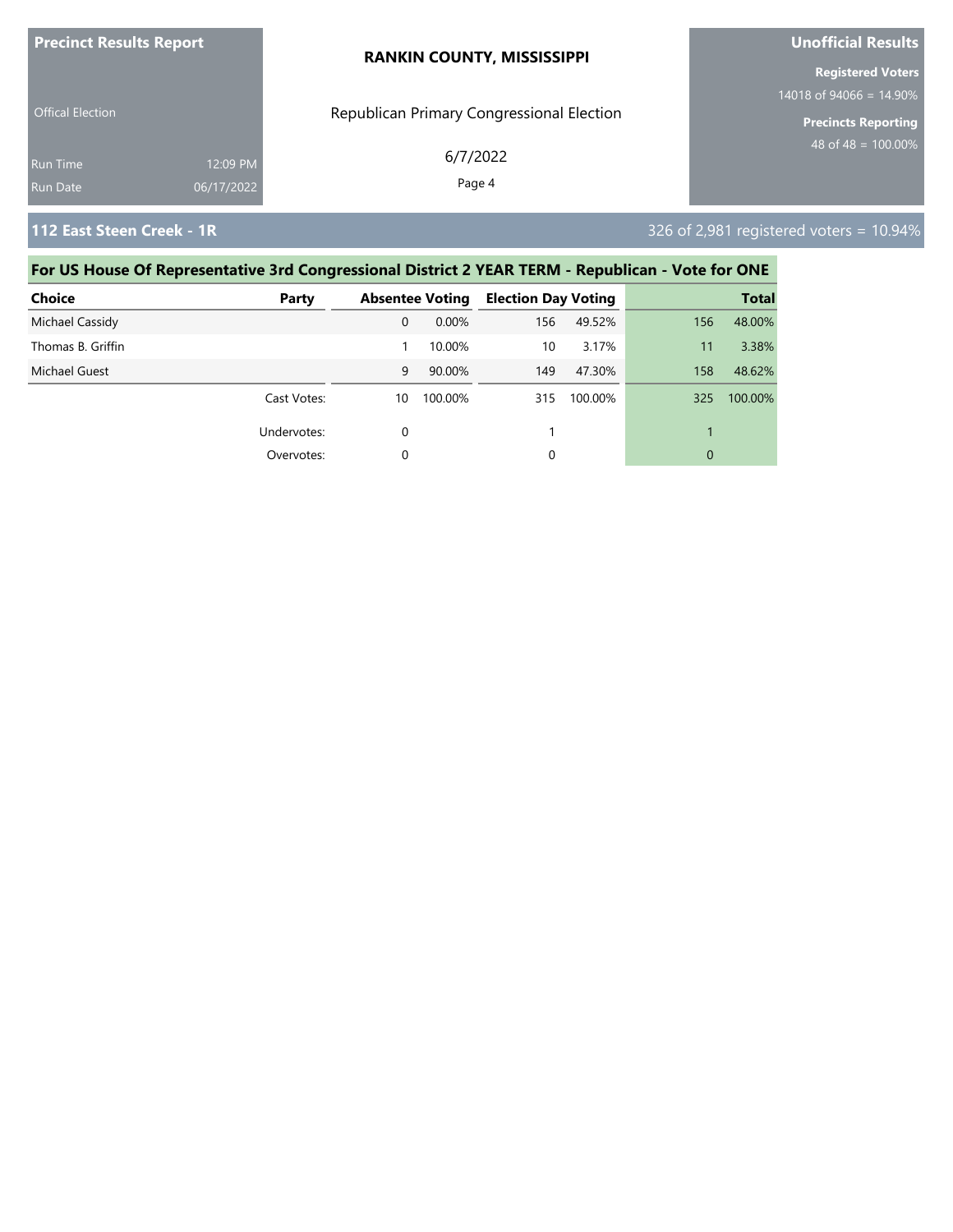**Precinct Results Report**

Offical Election

Run Time 12:09 PM
Run Date 06/17/2022

**RANKIN COUNTY, MISSISSIPPI**

Republican Primary Congressional Election

6/7/2022

**Unofficial Results**

**Registered Voters**
14018 of 94066 = 14.90%

**Precincts Reporting**
48 of 48 = 100.00%

## 112 East Steen Creek - 1R

326 of 2,981 registered voters = 10.94%

### For US House Of Representative 3rd Congressional District 2 YEAR TERM - Republican - Vote for ONE

| Choice | Party | Absentee Voting | | Election Day Voting | | Total | |
|---|---|---|---|---|---|---|---|
| Michael Cassidy | | 0 | 0.00% | 156 | 49.52% | 156 | 48.00% |
| Thomas B. Griffin | | 1 | 10.00% | 10 | 3.17% | 11 | 3.38% |
| Michael Guest | | 9 | 90.00% | 149 | 47.30% | 158 | 48.62% |
| | Cast Votes: | 10 | 100.00% | 315 | 100.00% | 325 | 100.00% |
| | Undervotes: | 0 | | 1 | | 1 | |
| | Overvotes: | 0 | | 0 | | 0 | |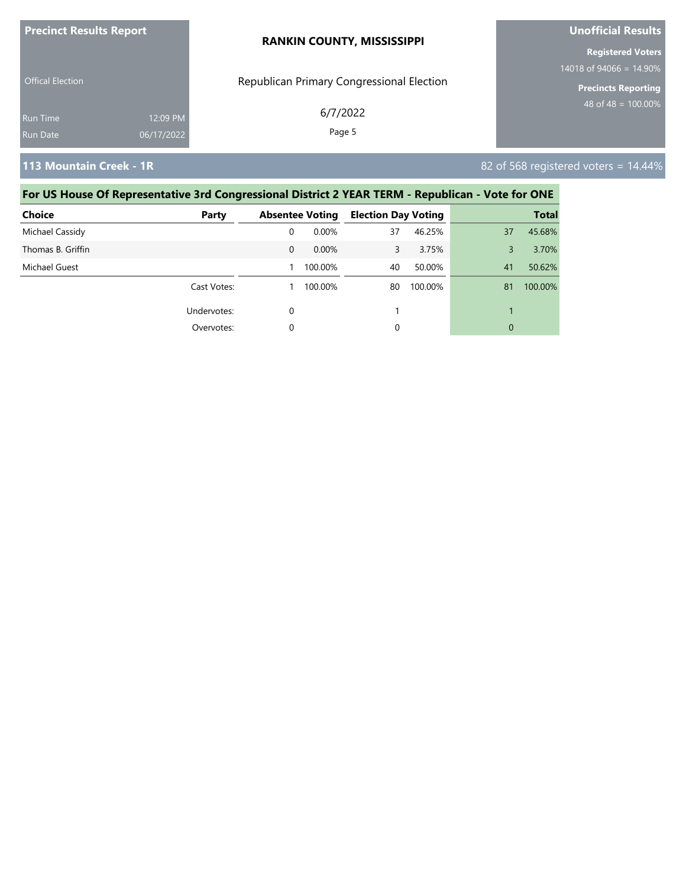**Precinct Results Report**

Offical Election

Run Time 12:09 PM

Run Date 06/17/2022

**RANKIN COUNTY, MISSISSIPPI**

Republican Primary Congressional Election

6/7/2022

**Unofficial Results**

**Registered Voters**

14018 of 94066 = 14.90%

**Precincts Reporting**

48 of 48 = 100.00%

## 113 Mountain Creek - 1R

82 of 568 registered voters = 14.44%

### For US House Of Representative 3rd Congressional District 2 YEAR TERM - Republican - Vote for ONE

| Choice | Party | Absentee Voting | | Election Day Voting | | Total | |
|---|---|---|---|---|---|---|---|
| Michael Cassidy | | 0 | 0.00% | 37 | 46.25% | 37 | 45.68% |
| Thomas B. Griffin | | 0 | 0.00% | 3 | 3.75% | 3 | 3.70% |
| Michael Guest | | 1 | 100.00% | 40 | 50.00% | 41 | 50.62% |
| | Cast Votes: | 1 | 100.00% | 80 | 100.00% | 81 | 100.00% |
| | Undervotes: | 0 | | 1 | | 1 | |
| | Overvotes: | 0 | | 0 | | 0 | |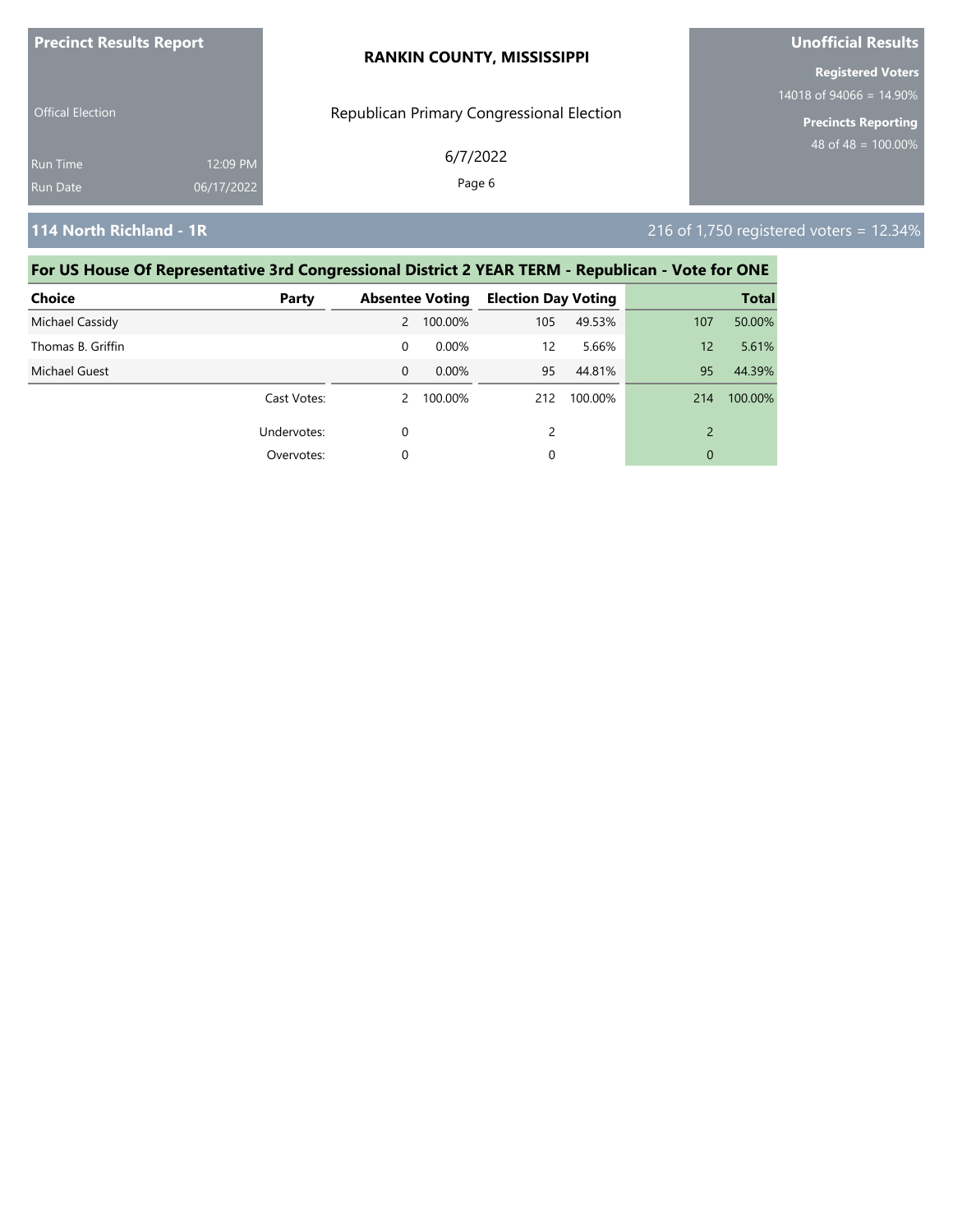## 114 North Richland - 1R

216 of 1,750 registered voters = 12.34%

### For US House Of Representative 3rd Congressional District 2 YEAR TERM - Republican - Vote for ONE

| Choice | Party | Absentee Voting | | Election Day Voting | | Total | |
|---|---|---|---|---|---|---|---|
| Michael Cassidy | | 2 | 100.00% | 105 | 49.53% | 107 | 50.00% |
| Thomas B. Griffin | | 0 | 0.00% | 12 | 5.66% | 12 | 5.61% |
| Michael Guest | | 0 | 0.00% | 95 | 44.81% | 95 | 44.39% |
| | Cast Votes: | 2 | 100.00% | 212 | 100.00% | 214 | 100.00% |
| | Undervotes: | 0 | | 2 | | 2 | |
| | Overvotes: | 0 | | 0 | | 0 | |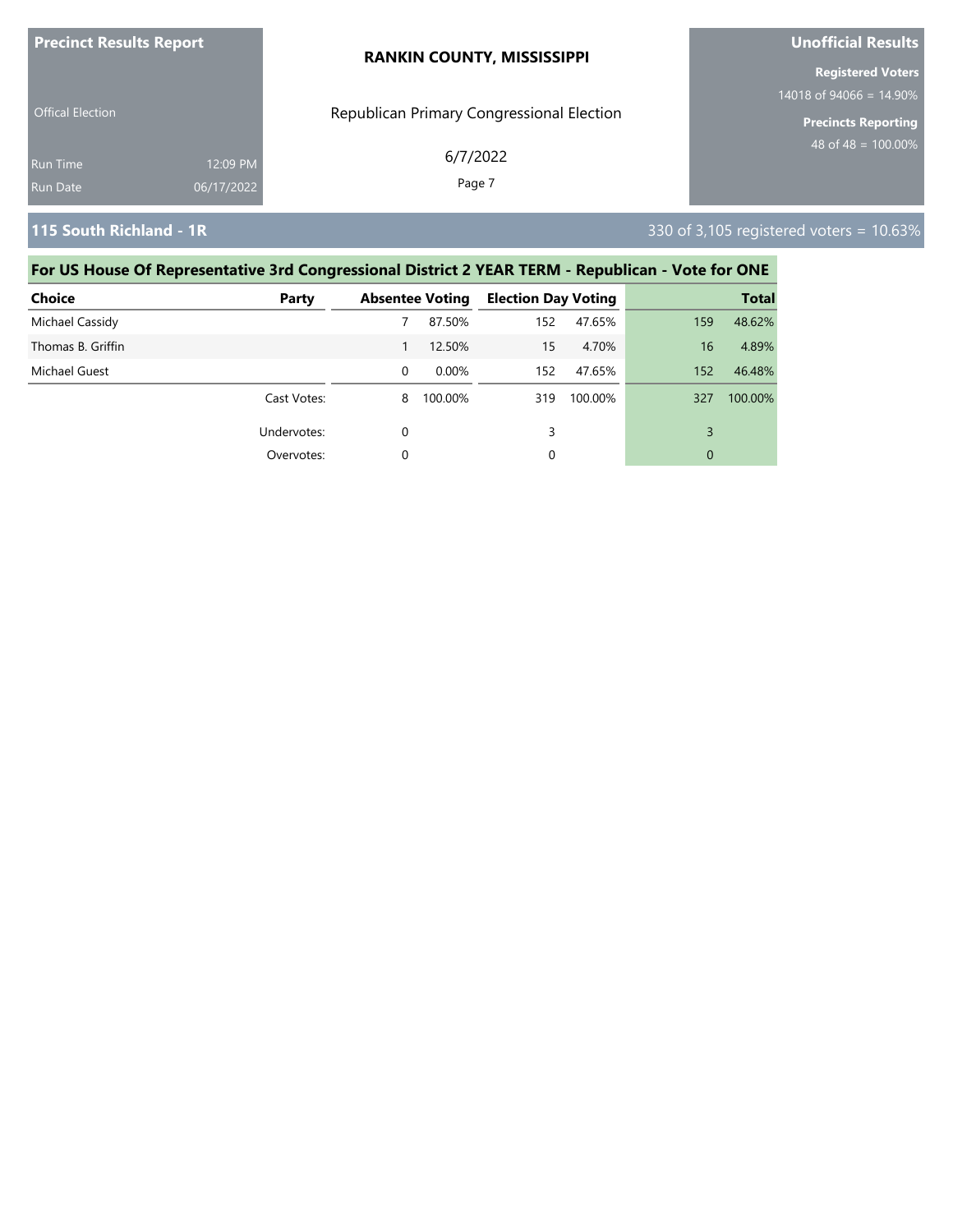**Precinct Results Report**

Offical Election

Run Time 12:09 PM
Run Date 06/17/2022

**RANKIN COUNTY, MISSISSIPPI**

Republican Primary Congressional Election

6/7/2022

**Unofficial Results**

**Registered Voters**
14018 of 94066 = 14.90%

**Precincts Reporting**
48 of 48 = 100.00%

## 115 South Richland - 1R

330 of 3,105 registered voters = 10.63%

### For US House Of Representative 3rd Congressional District 2 YEAR TERM - Republican - Vote for ONE

| Choice | Party | Absentee Voting | | Election Day Voting | | Total | |
|---|---|---|---|---|---|---|---|
| Michael Cassidy | | 7 | 87.50% | 152 | 47.65% | 159 | 48.62% |
| Thomas B. Griffin | | 1 | 12.50% | 15 | 4.70% | 16 | 4.89% |
| Michael Guest | | 0 | 0.00% | 152 | 47.65% | 152 | 46.48% |
| | Cast Votes: | 8 | 100.00% | 319 | 100.00% | 327 | 100.00% |
| | Undervotes: | 0 | | 3 | | 3 | |
| | Overvotes: | 0 | | 0 | | 0 | |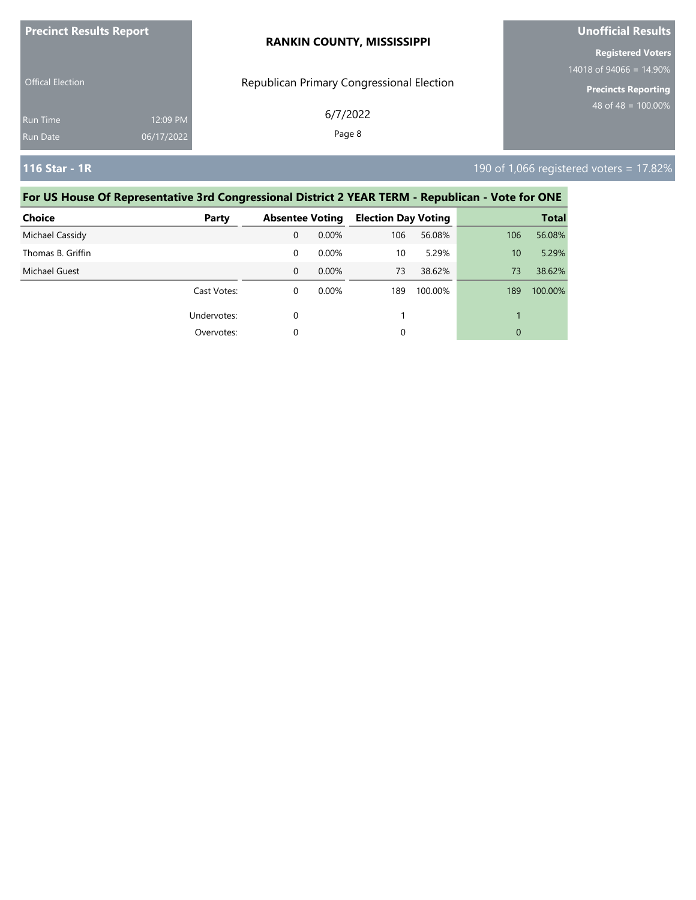**Precinct Results Report**

Offical Election

Run Time 12:09 PM
Run Date 06/17/2022

**RANKIN COUNTY, MISSISSIPPI**

Republican Primary Congressional Election

6/7/2022

**Unofficial Results**

**Registered Voters**
14018 of 94066 = 14.90%

**Precincts Reporting**
48 of 48 = 100.00%

## 116 Star - 1R

190 of 1,066 registered voters = 17.82%

### For US House Of Representative 3rd Congressional District 2 YEAR TERM - Republican - Vote for ONE

| Choice | Party | Absentee Voting | | Election Day Voting | | Total | |
|---|---|---|---|---|---|---|---|
| Michael Cassidy | | 0 | 0.00% | 106 | 56.08% | 106 | 56.08% |
| Thomas B. Griffin | | 0 | 0.00% | 10 | 5.29% | 10 | 5.29% |
| Michael Guest | | 0 | 0.00% | 73 | 38.62% | 73 | 38.62% |
| | Cast Votes: | 0 | 0.00% | 189 | 100.00% | 189 | 100.00% |
| | Undervotes: | 0 | | 1 | | 1 | |
| | Overvotes: | 0 | | 0 | | 0 | |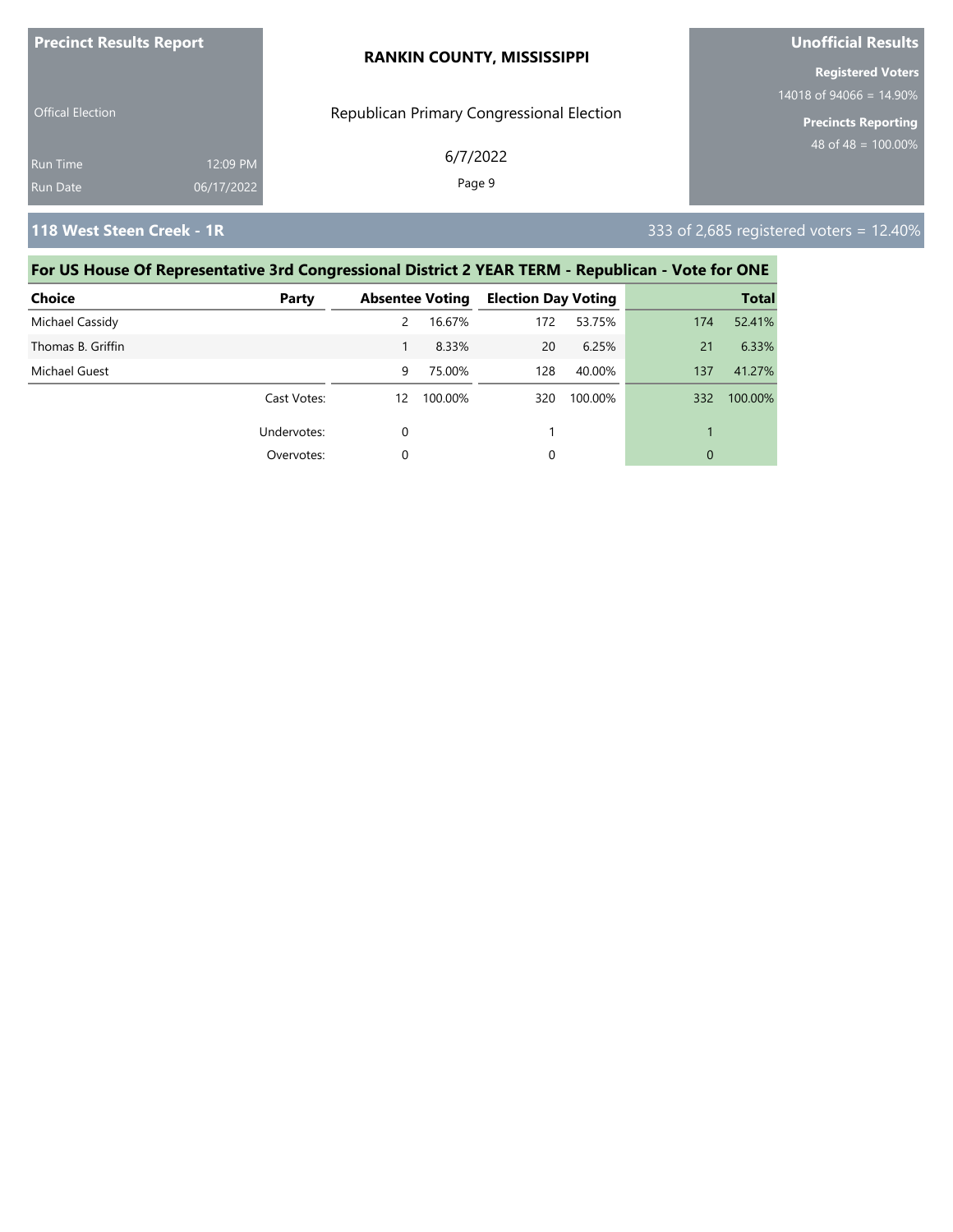# RANKIN COUNTY, MISSISSIPPI

**Precinct Results Report**

Offical Election

Run Time 12:09 PM
Run Date 06/17/2022

Republican Primary Congressional Election

6/7/2022

**Unofficial Results**

**Registered Voters**
14018 of 94066 = 14.90%

**Precincts Reporting**
48 of 48 = 100.00%

## 118 West Steen Creek - 1R

333 of 2,685 registered voters = 12.40%

### For US House Of Representative 3rd Congressional District 2 YEAR TERM - Republican - Vote for ONE

| Choice | Party | Absentee Voting | | Election Day Voting | | Total | |
|---|---|---|---|---|---|---|---|
| Michael Cassidy | | 2 | 16.67% | 172 | 53.75% | 174 | 52.41% |
| Thomas B. Griffin | | 1 | 8.33% | 20 | 6.25% | 21 | 6.33% |
| Michael Guest | | 9 | 75.00% | 128 | 40.00% | 137 | 41.27% |
| | Cast Votes: | 12 | 100.00% | 320 | 100.00% | 332 | 100.00% |
| | Undervotes: | 0 | | 1 | | 1 | |
| | Overvotes: | 0 | | 0 | | 0 | |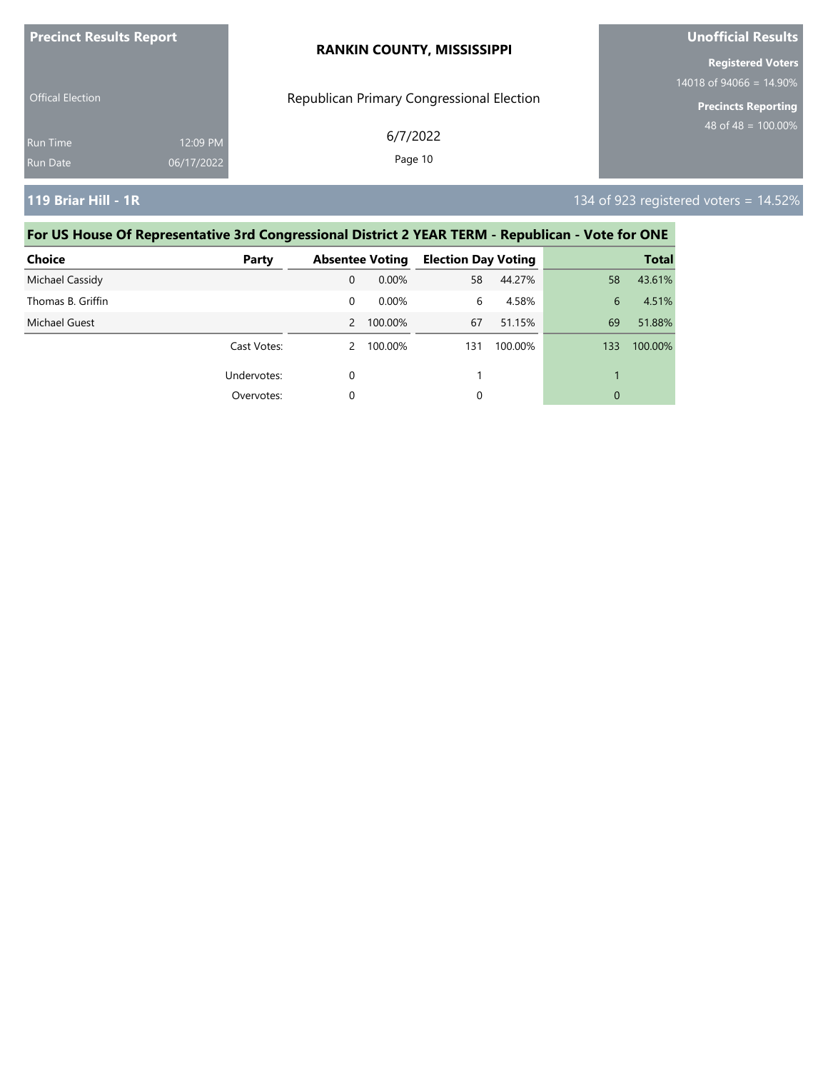## 119 Briar Hill - 1R

134 of 923 registered voters = 14.52%

### For US House Of Representative 3rd Congressional District 2 YEAR TERM - Republican - Vote for ONE

| Choice | Party | Absentee Voting | | Election Day Voting | | Total | |
|---|---|---|---|---|---|---|---|
| Michael Cassidy | | 0 | 0.00% | 58 | 44.27% | 58 | 43.61% |
| Thomas B. Griffin | | 0 | 0.00% | 6 | 4.58% | 6 | 4.51% |
| Michael Guest | | 2 | 100.00% | 67 | 51.15% | 69 | 51.88% |
| | Cast Votes: | 2 | 100.00% | 131 | 100.00% | 133 | 100.00% |
| | Undervotes: | 0 | | 1 | | 1 | |
| | Overvotes: | 0 | | 0 | | 0 | |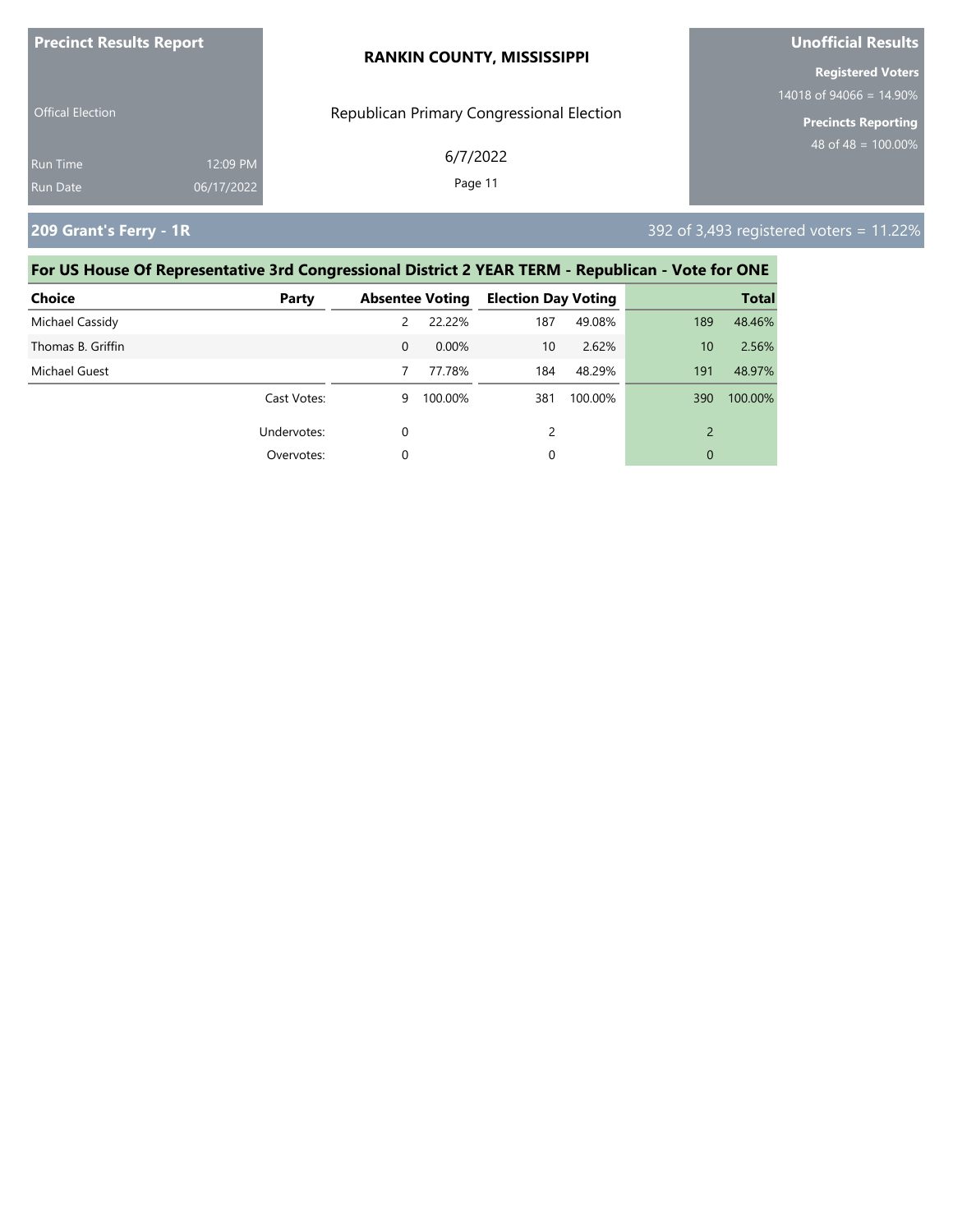**Precinct Results Report**

Offical Election

Run Time 12:09 PM
Run Date 06/17/2022

**RANKIN COUNTY, MISSISSIPPI**

Republican Primary Congressional Election

6/7/2022

**Unofficial Results**

**Registered Voters**
14018 of 94066 = 14.90%

**Precincts Reporting**
48 of 48 = 100.00%

## 209 Grant's Ferry - 1R

392 of 3,493 registered voters = 11.22%

### For US House Of Representative 3rd Congressional District 2 YEAR TERM - Republican - Vote for ONE

| Choice | Party | Absentee Voting | | Election Day Voting | | Total | |
|---|---|---|---|---|---|---|---|
| Michael Cassidy | | 2 | 22.22% | 187 | 49.08% | 189 | 48.46% |
| Thomas B. Griffin | | 0 | 0.00% | 10 | 2.62% | 10 | 2.56% |
| Michael Guest | | 7 | 77.78% | 184 | 48.29% | 191 | 48.97% |
| | Cast Votes: | 9 | 100.00% | 381 | 100.00% | 390 | 100.00% |
| | Undervotes: | 0 | | 2 | | 2 | |
| | Overvotes: | 0 | | 0 | | 0 | |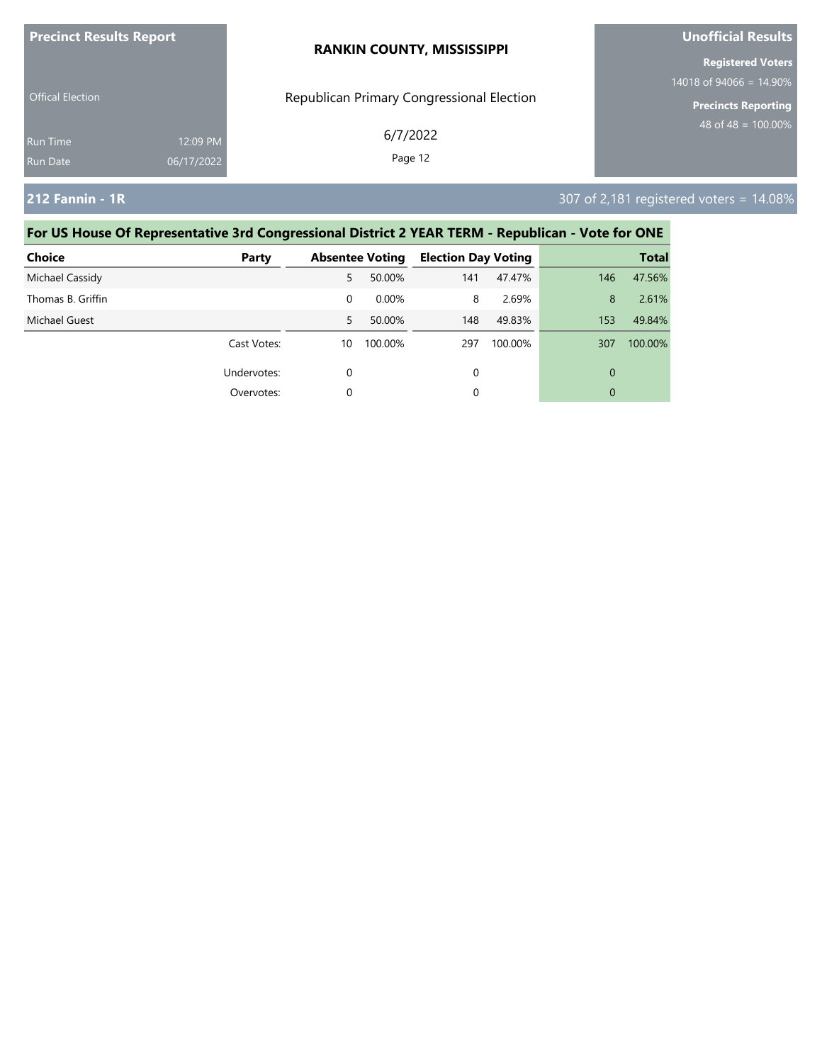**Precinct Results Report**

Offical Election

Run Time 12:09 PM
Run Date 06/17/2022

**RANKIN COUNTY, MISSISSIPPI**

Republican Primary Congressional Election

6/7/2022

**Unofficial Results**

**Registered Voters**
14018 of 94066 = 14.90%

**Precincts Reporting**
48 of 48 = 100.00%

## 212 Fannin - 1R

307 of 2,181 registered voters = 14.08%

### For US House Of Representative 3rd Congressional District 2 YEAR TERM - Republican - Vote for ONE

| Choice | Party | Absentee Voting | | Election Day Voting | | Total | |
|---|---|---|---|---|---|---|---|
| Michael Cassidy | | 5 | 50.00% | 141 | 47.47% | 146 | 47.56% |
| Thomas B. Griffin | | 0 | 0.00% | 8 | 2.69% | 8 | 2.61% |
| Michael Guest | | 5 | 50.00% | 148 | 49.83% | 153 | 49.84% |
| | Cast Votes: | 10 | 100.00% | 297 | 100.00% | 307 | 100.00% |
| | Undervotes: | 0 | | 0 | | 0 | |
| | Overvotes: | 0 | | 0 | | 0 | |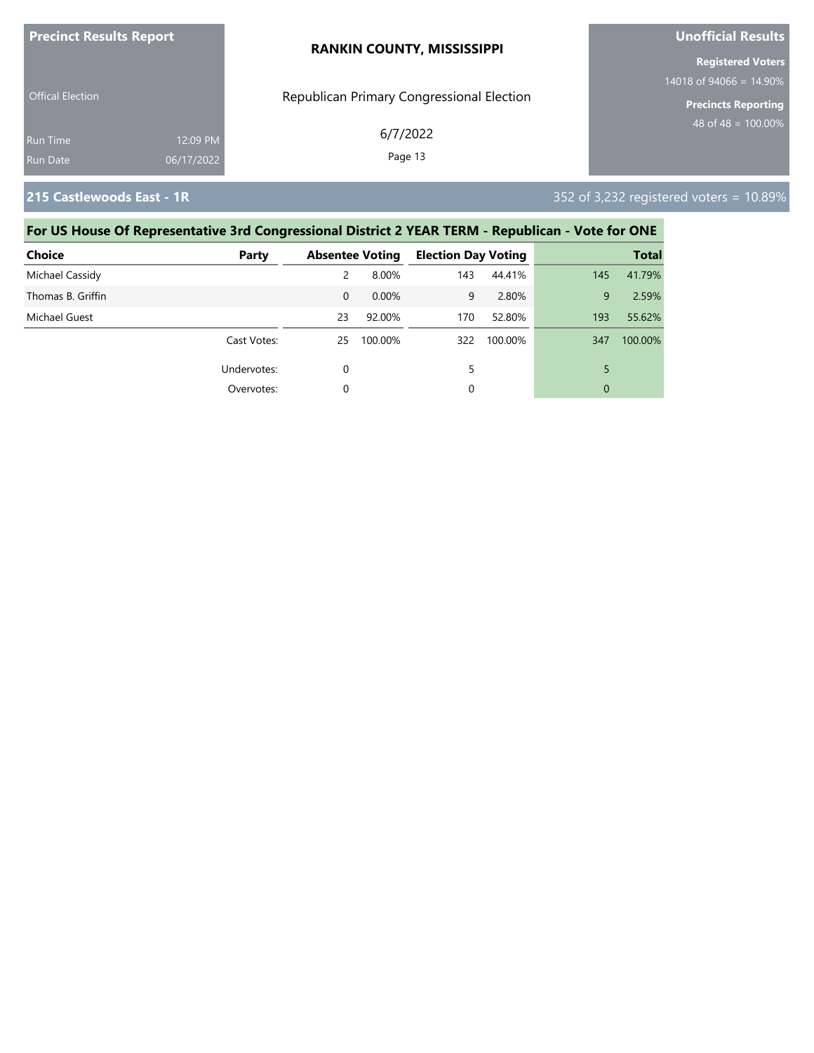**Precinct Results Report**

Offical Election

Run Time 12:09 PM
Run Date 06/17/2022

**RANKIN COUNTY, MISSISSIPPI**

Republican Primary Congressional Election

6/7/2022

**Unofficial Results**

**Registered Voters**
14018 of 94066 = 14.90%

**Precincts Reporting**
48 of 48 = 100.00%

## 215 Castlewoods East - 1R

352 of 3,232 registered voters = 10.89%

### For US House Of Representative 3rd Congressional District 2 YEAR TERM - Republican - Vote for ONE

| Choice | Party | Absentee Voting | | Election Day Voting | | Total | |
|---|---|---|---|---|---|---|---|
| Michael Cassidy | | 2 | 8.00% | 143 | 44.41% | 145 | 41.79% |
| Thomas B. Griffin | | 0 | 0.00% | 9 | 2.80% | 9 | 2.59% |
| Michael Guest | | 23 | 92.00% | 170 | 52.80% | 193 | 55.62% |
| | Cast Votes: | 25 | 100.00% | 322 | 100.00% | 347 | 100.00% |
| | Undervotes: | 0 | | 5 | | 5 | |
| | Overvotes: | 0 | | 0 | | 0 | |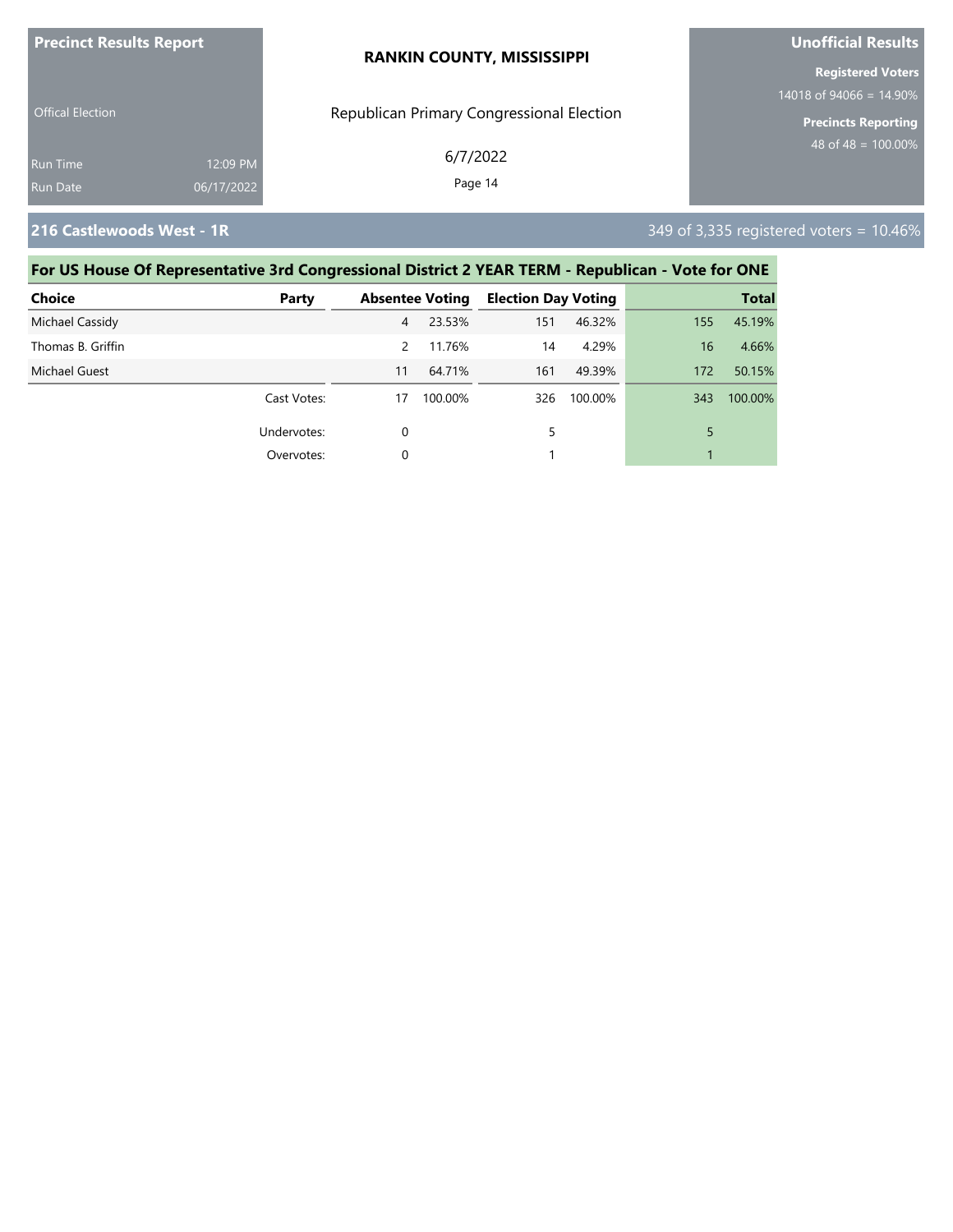**Precinct Results Report**

Offical Election

Run Time 12:09 PM
Run Date 06/17/2022

**RANKIN COUNTY, MISSISSIPPI**

Republican Primary Congressional Election

6/7/2022

**Unofficial Results**

**Registered Voters**
14018 of 94066 = 14.90%

**Precincts Reporting**
48 of 48 = 100.00%

## 216 Castlewoods West - 1R

349 of 3,335 registered voters = 10.46%

### For US House Of Representative 3rd Congressional District 2 YEAR TERM - Republican - Vote for ONE

| Choice | Party | Absentee Voting | | Election Day Voting | | Total | |
|---|---|---|---|---|---|---|---|
| Michael Cassidy | | 4 | 23.53% | 151 | 46.32% | 155 | 45.19% |
| Thomas B. Griffin | | 2 | 11.76% | 14 | 4.29% | 16 | 4.66% |
| Michael Guest | | 11 | 64.71% | 161 | 49.39% | 172 | 50.15% |
| | Cast Votes: | 17 | 100.00% | 326 | 100.00% | 343 | 100.00% |
| | Undervotes: | 0 | | 5 | | 5 | |
| | Overvotes: | 0 | | 1 | | 1 | |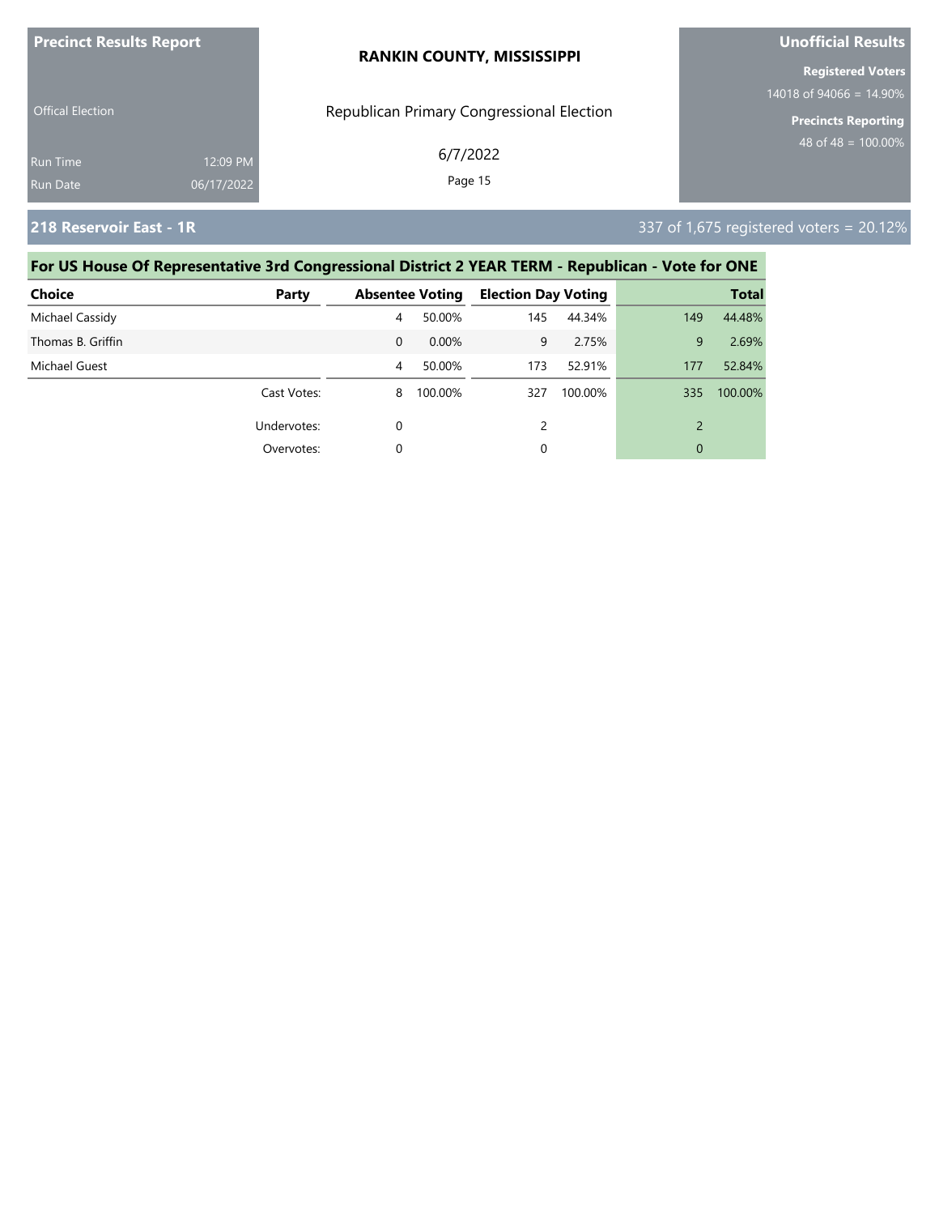## 218 Reservoir East - 1R

337 of 1,675 registered voters = 20.12%

### For US House Of Representative 3rd Congressional District 2 YEAR TERM - Republican - Vote for ONE

| Choice | Party | Absentee Voting | | Election Day Voting | | Total | |
|---|---|---|---|---|---|---|---|
| Michael Cassidy | | 4 | 50.00% | 145 | 44.34% | 149 | 44.48% |
| Thomas B. Griffin | | 0 | 0.00% | 9 | 2.75% | 9 | 2.69% |
| Michael Guest | | 4 | 50.00% | 173 | 52.91% | 177 | 52.84% |
| | Cast Votes: | 8 | 100.00% | 327 | 100.00% | 335 | 100.00% |
| | Undervotes: | 0 | | 2 | | 2 | |
| | Overvotes: | 0 | | 0 | | 0 | |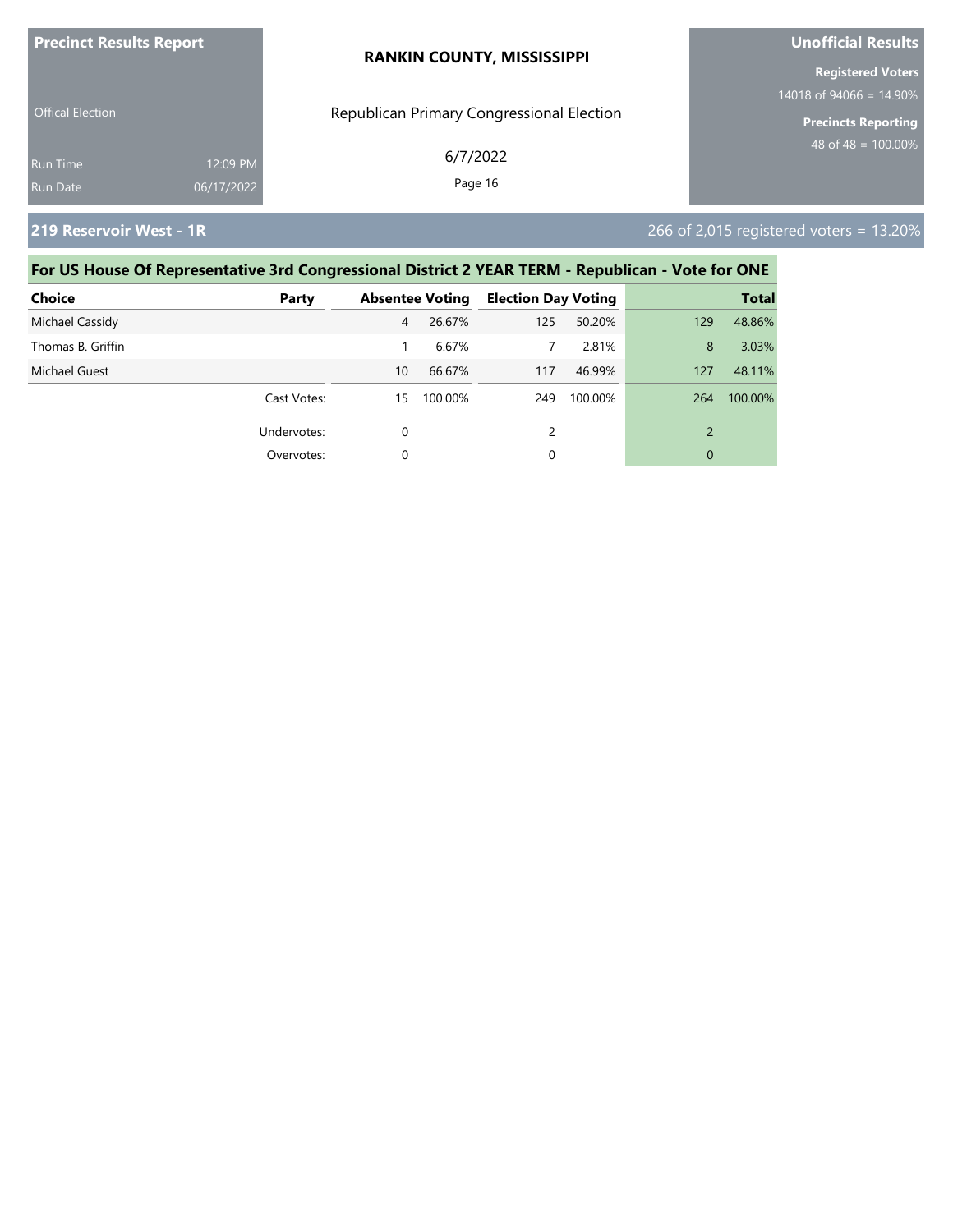**Precinct Results Report**

Offical Election

Run Time 12:09 PM
Run Date 06/17/2022

**RANKIN COUNTY, MISSISSIPPI**

Republican Primary Congressional Election

6/7/2022

**Unofficial Results**

**Registered Voters**
14018 of 94066 = 14.90%

**Precincts Reporting**
48 of 48 = 100.00%

## 219 Reservoir West - 1R

266 of 2,015 registered voters = 13.20%

### For US House Of Representative 3rd Congressional District 2 YEAR TERM - Republican - Vote for ONE

| Choice | Party | Absentee Voting | | Election Day Voting | | Total | |
|---|---|---|---|---|---|---|---|
| Michael Cassidy | | 4 | 26.67% | 125 | 50.20% | 129 | 48.86% |
| Thomas B. Griffin | | 1 | 6.67% | 7 | 2.81% | 8 | 3.03% |
| Michael Guest | | 10 | 66.67% | 117 | 46.99% | 127 | 48.11% |
| | Cast Votes: | 15 | 100.00% | 249 | 100.00% | 264 | 100.00% |
| | Undervotes: | 0 | | 2 | | 2 | |
| | Overvotes: | 0 | | 0 | | 0 | |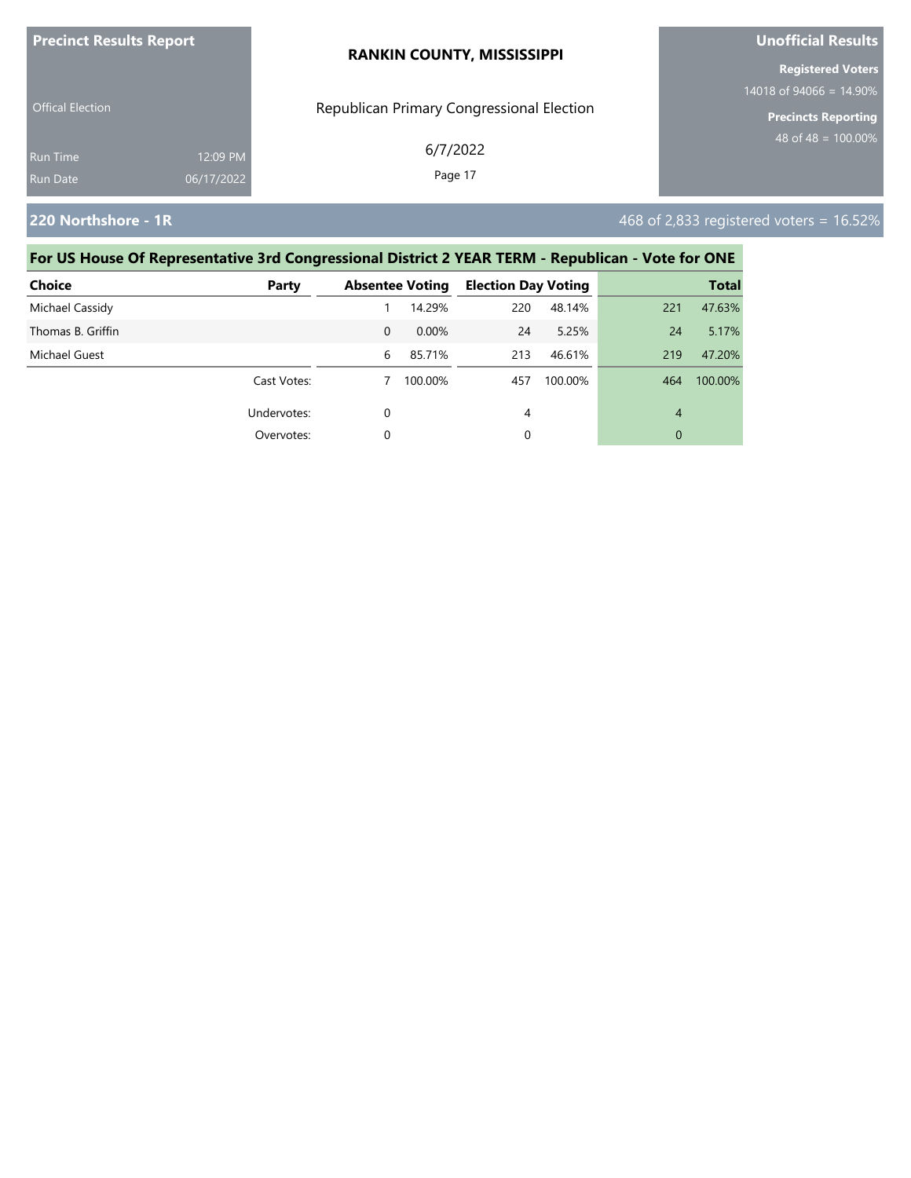**Precinct Results Report**

Offical Election

Run Time 12:09 PM

Run Date 06/17/2022

**RANKIN COUNTY, MISSISSIPPI**

Republican Primary Congressional Election

6/7/2022

**Unofficial Results**

**Registered Voters**

14018 of 94066 = 14.90%

**Precincts Reporting**

48 of 48 = 100.00%

## 220 Northshore - 1R

468 of 2,833 registered voters = 16.52%

### For US House Of Representative 3rd Congressional District 2 YEAR TERM - Republican - Vote for ONE

| Choice | Party | Absentee Voting | | Election Day Voting | | Total | |
|---|---|---|---|---|---|---|---|
| Michael Cassidy | | 1 | 14.29% | 220 | 48.14% | 221 | 47.63% |
| Thomas B. Griffin | | 0 | 0.00% | 24 | 5.25% | 24 | 5.17% |
| Michael Guest | | 6 | 85.71% | 213 | 46.61% | 219 | 47.20% |
| | Cast Votes: | 7 | 100.00% | 457 | 100.00% | 464 | 100.00% |
| | Undervotes: | 0 | | 4 | | 4 | |
| | Overvotes: | 0 | | 0 | | 0 | |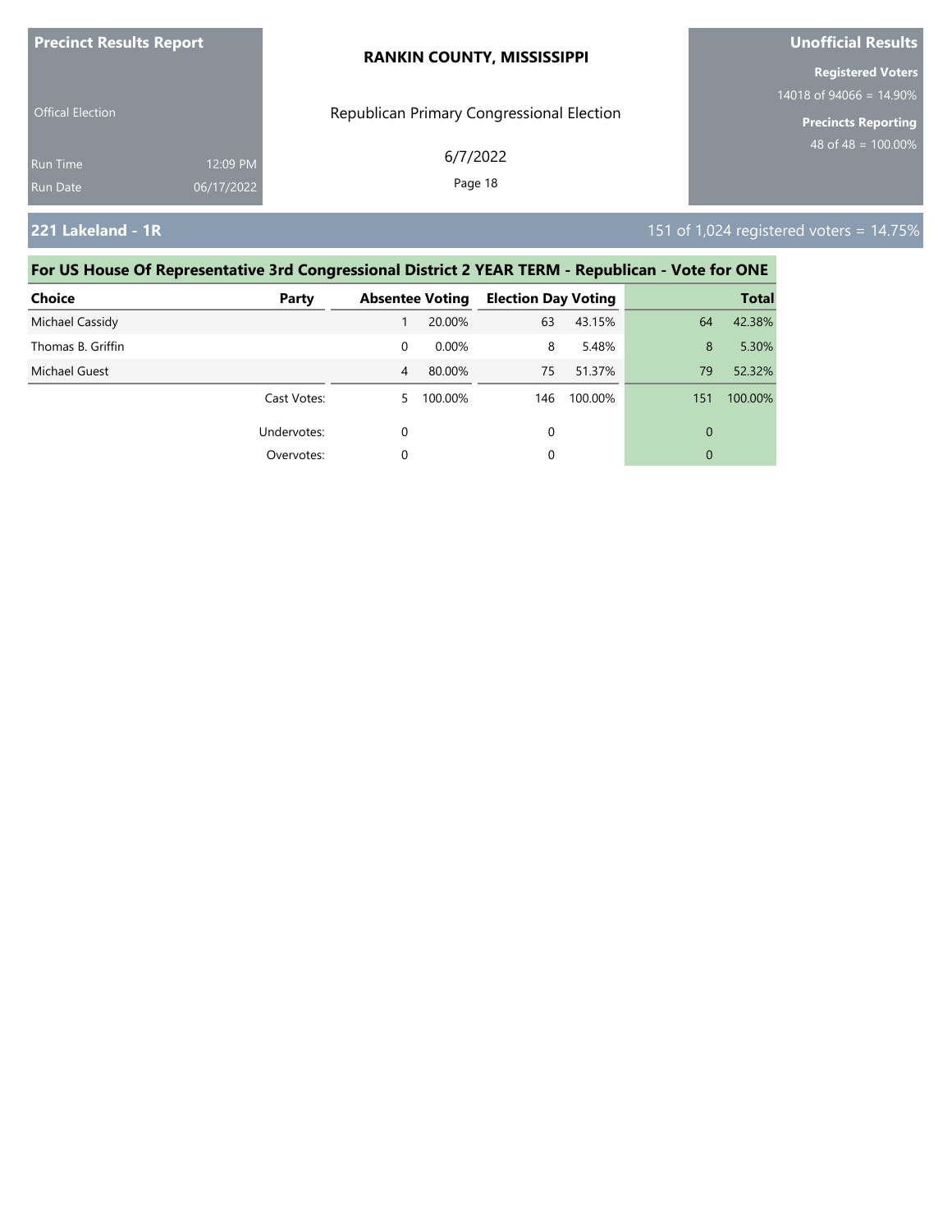**Precinct Results Report**

Offical Election

Run Time 12:09 PM
Run Date 06/17/2022

**RANKIN COUNTY, MISSISSIPPI**

Republican Primary Congressional Election

6/7/2022

**Unofficial Results**

**Registered Voters**
14018 of 94066 = 14.90%

**Precincts Reporting**
48 of 48 = 100.00%

## 221 Lakeland - 1R

151 of 1,024 registered voters = 14.75%

### For US House Of Representative 3rd Congressional District 2 YEAR TERM - Republican - Vote for ONE

| Choice | Party | Absentee Voting | | Election Day Voting | | Total | |
|---|---|---|---|---|---|---|---|
| Michael Cassidy | | 1 | 20.00% | 63 | 43.15% | 64 | 42.38% |
| Thomas B. Griffin | | 0 | 0.00% | 8 | 5.48% | 8 | 5.30% |
| Michael Guest | | 4 | 80.00% | 75 | 51.37% | 79 | 52.32% |
| | Cast Votes: | 5 | 100.00% | 146 | 100.00% | 151 | 100.00% |
| | Undervotes: | 0 | | 0 | | 0 | |
| | Overvotes: | 0 | | 0 | | 0 | |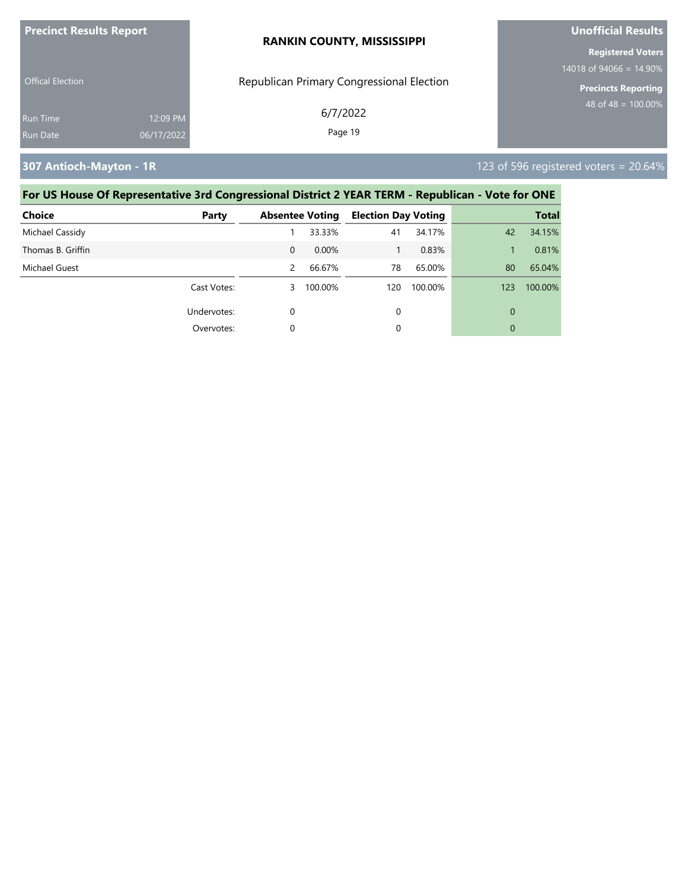## 307 Antioch-Mayton - 1R

123 of 596 registered voters = 20.64%

### For US House Of Representative 3rd Congressional District 2 YEAR TERM - Republican - Vote for ONE

| Choice | Party | Absentee Voting | | Election Day Voting | | Total | |
|---|---|---|---|---|---|---|---|
| Michael Cassidy | | 1 | 33.33% | 41 | 34.17% | 42 | 34.15% |
| Thomas B. Griffin | | 0 | 0.00% | 1 | 0.83% | 1 | 0.81% |
| Michael Guest | | 2 | 66.67% | 78 | 65.00% | 80 | 65.04% |
| | Cast Votes: | 3 | 100.00% | 120 | 100.00% | 123 | 100.00% |
| | Undervotes: | 0 | | 0 | | 0 | |
| | Overvotes: | 0 | | 0 | | 0 | |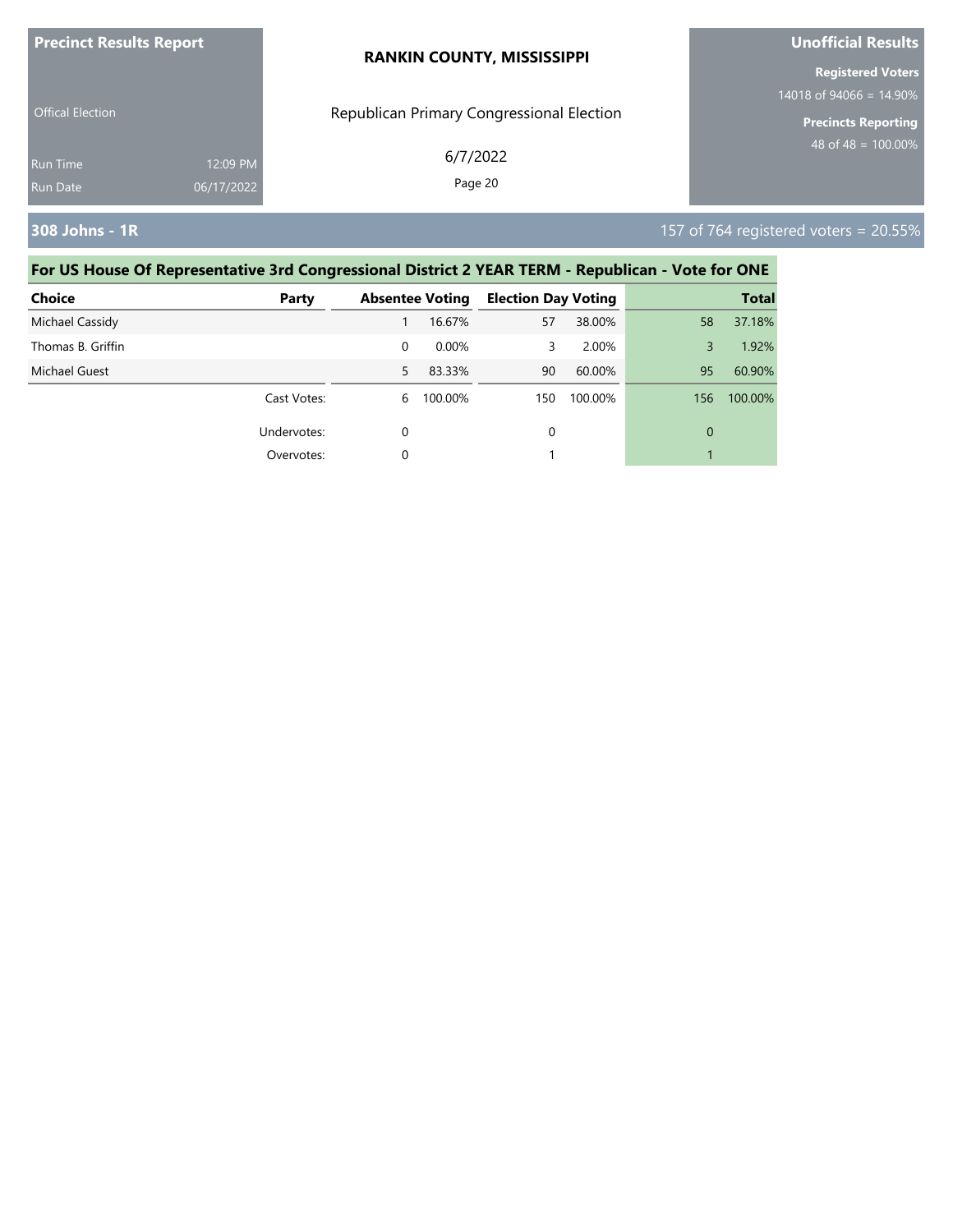**Precinct Results Report**

Offical Election

Run Time 12:09 PM
Run Date 06/17/2022

**RANKIN COUNTY, MISSISSIPPI**

Republican Primary Congressional Election

6/7/2022

**Unofficial Results**

**Registered Voters**
14018 of 94066 = 14.90%

**Precincts Reporting**
48 of 48 = 100.00%

## 308 Johns - 1R

157 of 764 registered voters = 20.55%

### For US House Of Representative 3rd Congressional District 2 YEAR TERM - Republican - Vote for ONE

| Choice | Party | Absentee Voting | | Election Day Voting | | Total | |
|---|---|---|---|---|---|---|---|
| Michael Cassidy | | 1 | 16.67% | 57 | 38.00% | 58 | 37.18% |
| Thomas B. Griffin | | 0 | 0.00% | 3 | 2.00% | 3 | 1.92% |
| Michael Guest | | 5 | 83.33% | 90 | 60.00% | 95 | 60.90% |
| | Cast Votes: | 6 | 100.00% | 150 | 100.00% | 156 | 100.00% |
| | Undervotes: | 0 | | 0 | | 0 | |
| | Overvotes: | 0 | | 1 | | 1 | |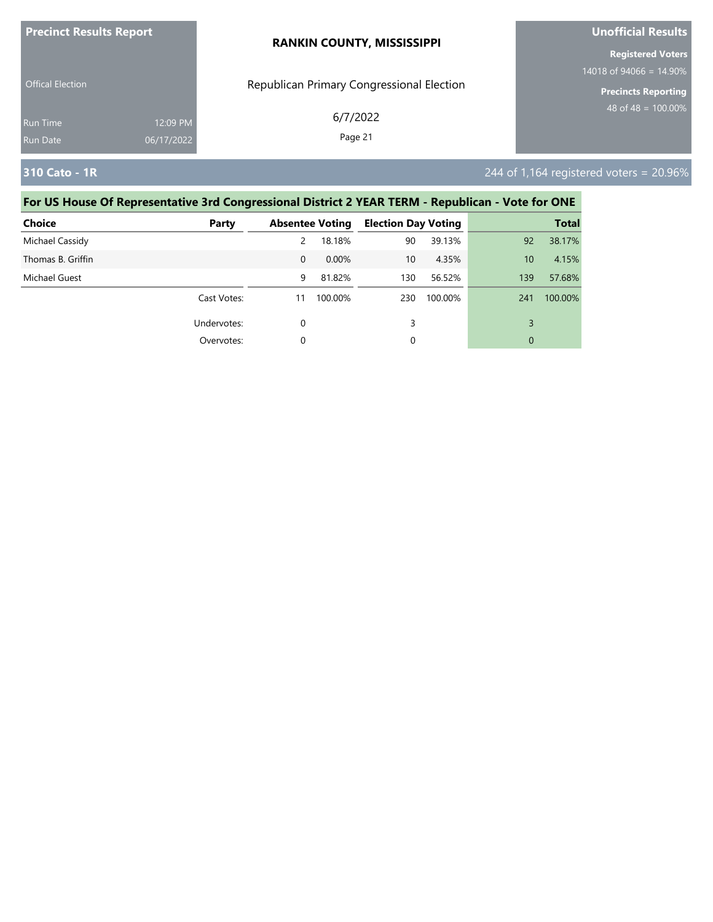**Precinct Results Report**

Offical Election

Run Time 12:09 PM
Run Date 06/17/2022

**RANKIN COUNTY, MISSISSIPPI**

Republican Primary Congressional Election

6/7/2022

**Unofficial Results**

**Registered Voters**
14018 of 94066 = 14.90%

**Precincts Reporting**
48 of 48 = 100.00%

## 310 Cato - 1R

244 of 1,164 registered voters = 20.96%

### For US House Of Representative 3rd Congressional District 2 YEAR TERM - Republican - Vote for ONE

| Choice | Party | Absentee Voting | | Election Day Voting | | Total | |
|---|---|---|---|---|---|---|---|
| Michael Cassidy | | 2 | 18.18% | 90 | 39.13% | 92 | 38.17% |
| Thomas B. Griffin | | 0 | 0.00% | 10 | 4.35% | 10 | 4.15% |
| Michael Guest | | 9 | 81.82% | 130 | 56.52% | 139 | 57.68% |
| | Cast Votes: | 11 | 100.00% | 230 | 100.00% | 241 | 100.00% |
| | Undervotes: | 0 | | 3 | | 3 | |
| | Overvotes: | 0 | | 0 | | 0 | |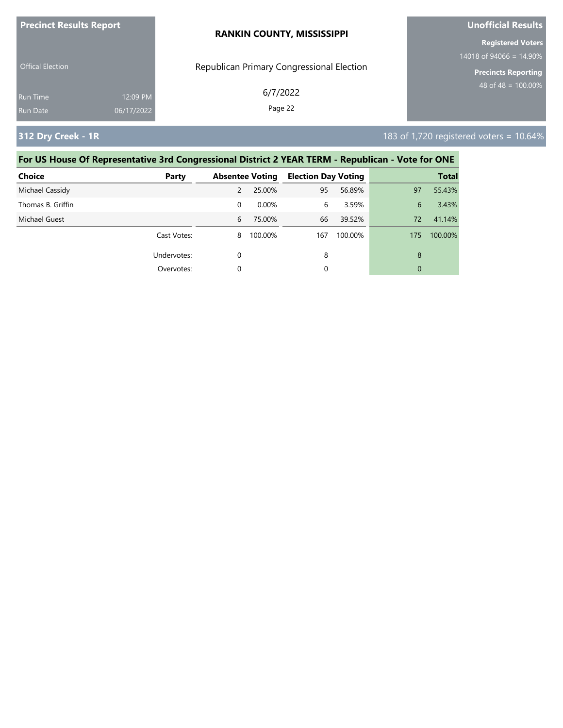**Precinct Results Report**

Offical Election

Run Time 12:09 PM
Run Date 06/17/2022

**RANKIN COUNTY, MISSISSIPPI**

Republican Primary Congressional Election

6/7/2022

**Unofficial Results**

**Registered Voters**
14018 of 94066 = 14.90%

**Precincts Reporting**
48 of 48 = 100.00%

## 312 Dry Creek - 1R

183 of 1,720 registered voters = 10.64%

### For US House Of Representative 3rd Congressional District 2 YEAR TERM - Republican - Vote for ONE

| Choice | Party | Absentee Voting | | Election Day Voting | | Total | |
|---|---|---|---|---|---|---|---|
| Michael Cassidy | | 2 | 25.00% | 95 | 56.89% | 97 | 55.43% |
| Thomas B. Griffin | | 0 | 0.00% | 6 | 3.59% | 6 | 3.43% |
| Michael Guest | | 6 | 75.00% | 66 | 39.52% | 72 | 41.14% |
| | Cast Votes: | 8 | 100.00% | 167 | 100.00% | 175 | 100.00% |
| | Undervotes: | 0 | | 8 | | 8 | |
| | Overvotes: | 0 | | 0 | | 0 | |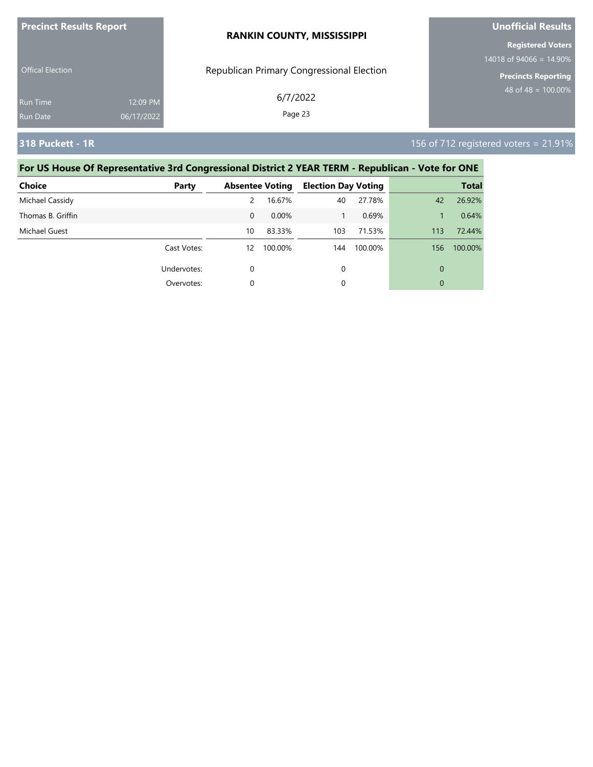**Precinct Results Report**

**RANKIN COUNTY, MISSISSIPPI**

**Unofficial Results**

Offical Election

Republican Primary Congressional Election

6/7/2022

**Registered Voters**
14018 of 94066 = 14.90%

**Precincts Reporting**
48 of 48 = 100.00%

Run Time 12:09 PM
Run Date 06/17/2022

## 318 Puckett - 1R

156 of 712 registered voters = 21.91%

### For US House Of Representative 3rd Congressional District 2 YEAR TERM - Republican - Vote for ONE

| Choice | Party | Absentee Voting | | Election Day Voting | | Total | |
|---|---|---|---|---|---|---|---|
| Michael Cassidy | | 2 | 16.67% | 40 | 27.78% | 42 | 26.92% |
| Thomas B. Griffin | | 0 | 0.00% | 1 | 0.69% | 1 | 0.64% |
| Michael Guest | | 10 | 83.33% | 103 | 71.53% | 113 | 72.44% |
| | Cast Votes: | 12 | 100.00% | 144 | 100.00% | 156 | 100.00% |
| | Undervotes: | 0 | | 0 | | 0 | |
| | Overvotes: | 0 | | 0 | | 0 | |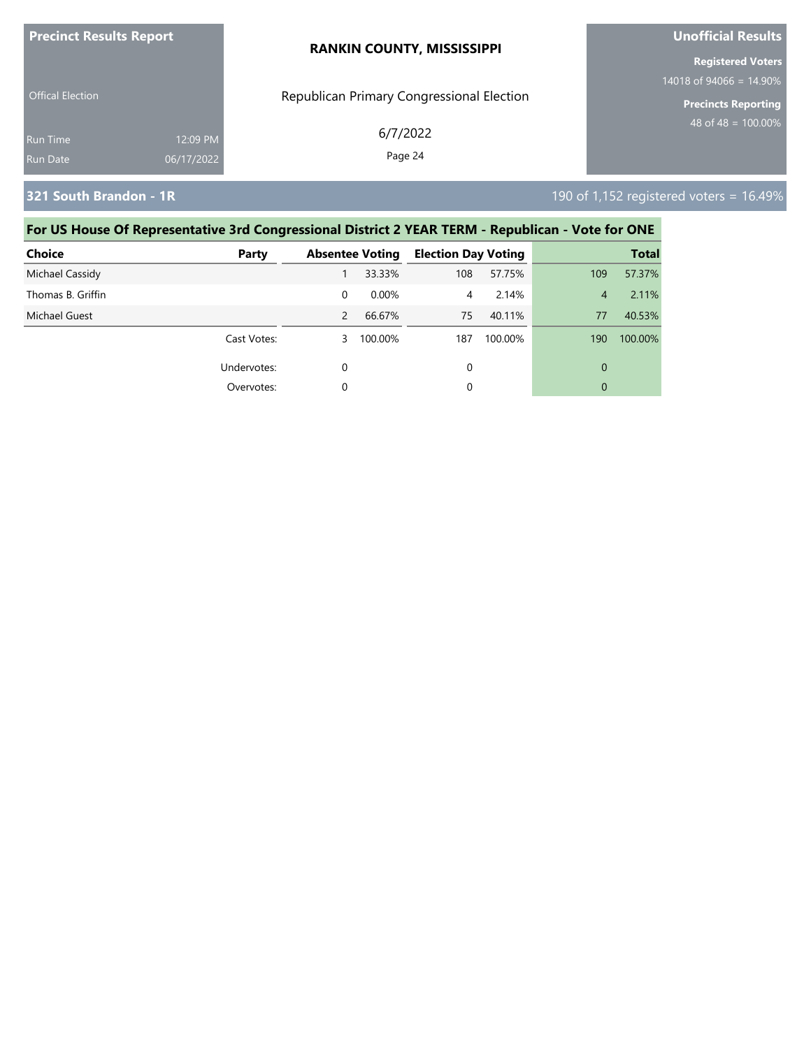**Precinct Results Report** | **RANKIN COUNTY, MISSISSIPPI** | **Unofficial Results**

Offical Election

Republican Primary Congressional Election

6/7/2022

Run Time 12:09 PM
Run Date 06/17/2022

**Registered Voters**
14018 of 94066 = 14.90%

**Precincts Reporting**
48 of 48 = 100.00%

## 321 South Brandon - 1R

190 of 1,152 registered voters = 16.49%

### For US House Of Representative 3rd Congressional District 2 YEAR TERM - Republican - Vote for ONE

| Choice | Party | Absentee Voting | | Election Day Voting | | Total | |
|---|---|---|---|---|---|---|---|
| Michael Cassidy | | 1 | 33.33% | 108 | 57.75% | 109 | 57.37% |
| Thomas B. Griffin | | 0 | 0.00% | 4 | 2.14% | 4 | 2.11% |
| Michael Guest | | 2 | 66.67% | 75 | 40.11% | 77 | 40.53% |
| | Cast Votes: | 3 | 100.00% | 187 | 100.00% | 190 | 100.00% |
| | Undervotes: | 0 | | 0 | | 0 | |
| | Overvotes: | 0 | | 0 | | 0 | |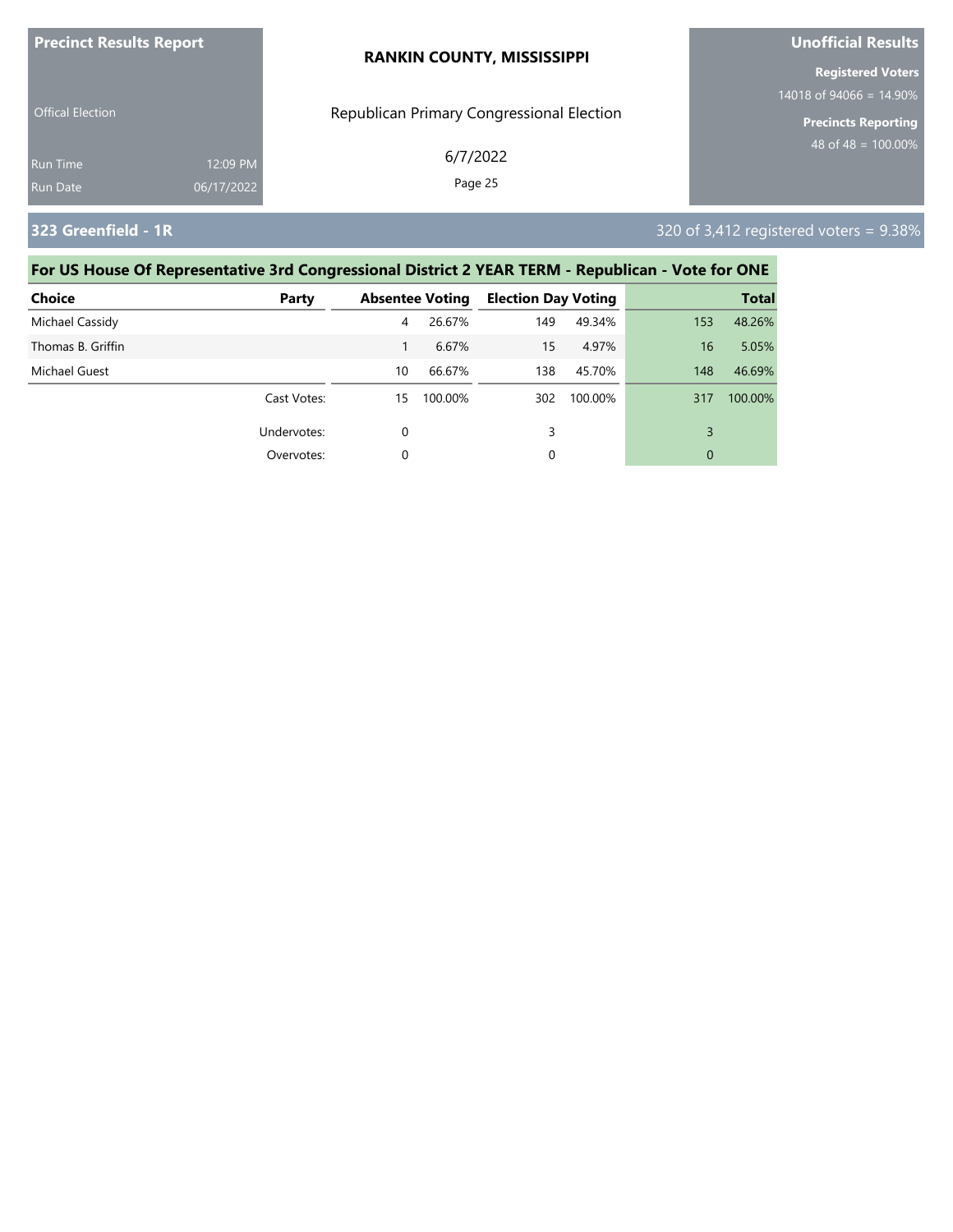**Precinct Results Report**

Offical Election

Run Time 12:09 PM
Run Date 06/17/2022

**RANKIN COUNTY, MISSISSIPPI**

Republican Primary Congressional Election

6/7/2022

**Unofficial Results**

**Registered Voters**
14018 of 94066 = 14.90%

**Precincts Reporting**
48 of 48 = 100.00%

## 323 Greenfield - 1R

320 of 3,412 registered voters = 9.38%

### For US House Of Representative 3rd Congressional District 2 YEAR TERM - Republican - Vote for ONE

| Choice | Party | Absentee Voting | | Election Day Voting | | Total | |
|---|---|---|---|---|---|---|---|
| Michael Cassidy | | 4 | 26.67% | 149 | 49.34% | 153 | 48.26% |
| Thomas B. Griffin | | 1 | 6.67% | 15 | 4.97% | 16 | 5.05% |
| Michael Guest | | 10 | 66.67% | 138 | 45.70% | 148 | 46.69% |
| | Cast Votes: | 15 | 100.00% | 302 | 100.00% | 317 | 100.00% |
| | Undervotes: | 0 | | 3 | | 3 | |
| | Overvotes: | 0 | | 0 | | 0 | |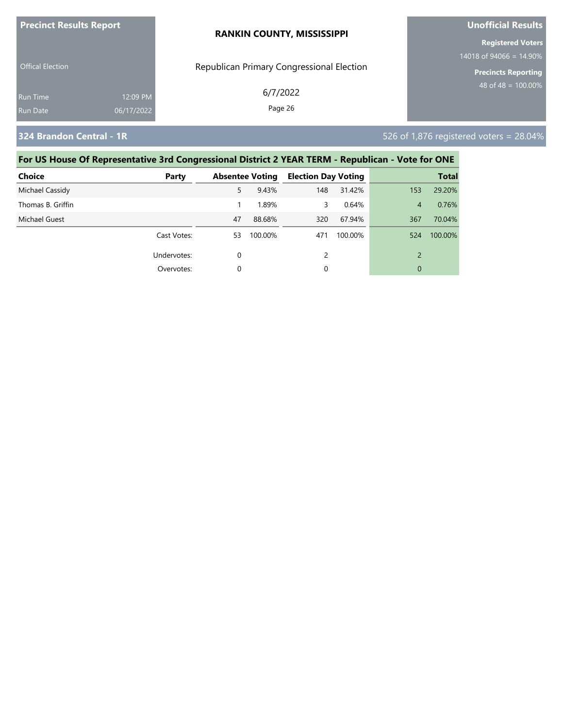**Precinct Results Report**

Offical Election

Run Time 12:09 PM

Run Date 06/17/2022

**RANKIN COUNTY, MISSISSIPPI**

Republican Primary Congressional Election

6/7/2022

**Unofficial Results**

**Registered Voters**

14018 of 94066 = 14.90%

**Precincts Reporting**

48 of 48 = 100.00%

## 324 Brandon Central - 1R

526 of 1,876 registered voters = 28.04%

### For US House Of Representative 3rd Congressional District 2 YEAR TERM - Republican - Vote for ONE

| Choice | Party | Absentee Voting | | Election Day Voting | | Total | |
|---|---|---|---|---|---|---|---|
| Michael Cassidy | | 5 | 9.43% | 148 | 31.42% | 153 | 29.20% |
| Thomas B. Griffin | | 1 | 1.89% | 3 | 0.64% | 4 | 0.76% |
| Michael Guest | | 47 | 88.68% | 320 | 67.94% | 367 | 70.04% |
| | Cast Votes: | 53 | 100.00% | 471 | 100.00% | 524 | 100.00% |
| | Undervotes: | 0 | | 2 | | 2 | |
| | Overvotes: | 0 | | 0 | | 0 | |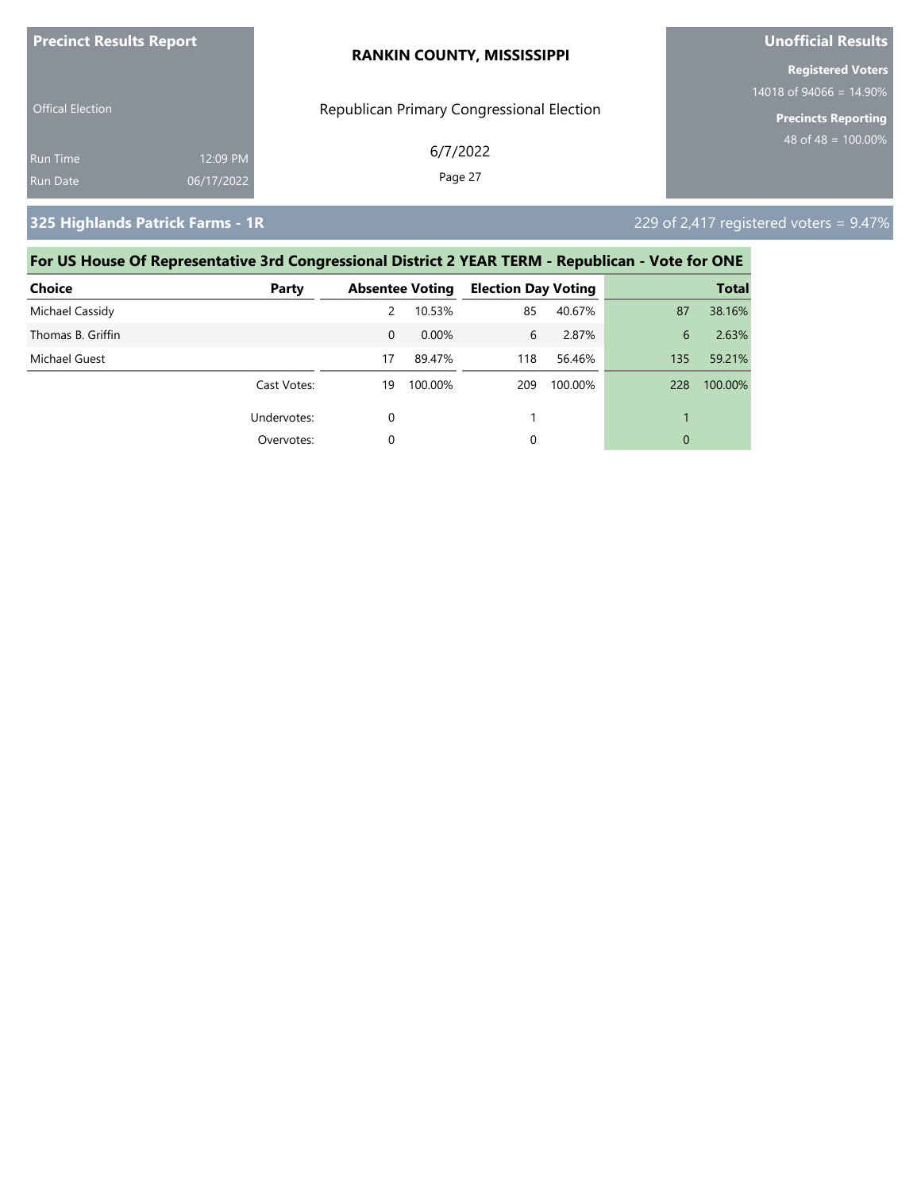**Precinct Results Report**

**RANKIN COUNTY, MISSISSIPPI**

**Unofficial Results**

Offical Election

Republican Primary Congressional Election

**Registered Voters**
14018 of 94066 = 14.90%

**Precincts Reporting**
48 of 48 = 100.00%

Run Time 12:09 PM
Run Date 06/17/2022

6/7/2022

## 325 Highlands Patrick Farms - 1R

229 of 2,417 registered voters = 9.47%

### For US House Of Representative 3rd Congressional District 2 YEAR TERM - Republican - Vote for ONE

| Choice | Party | Absentee Voting | | Election Day Voting | | Total | |
|---|---|---|---|---|---|---|---|
| Michael Cassidy | | 2 | 10.53% | 85 | 40.67% | 87 | 38.16% |
| Thomas B. Griffin | | 0 | 0.00% | 6 | 2.87% | 6 | 2.63% |
| Michael Guest | | 17 | 89.47% | 118 | 56.46% | 135 | 59.21% |
| | Cast Votes: | 19 | 100.00% | 209 | 100.00% | 228 | 100.00% |
| | Undervotes: | 0 | | 1 | | 1 | |
| | Overvotes: | 0 | | 0 | | 0 | |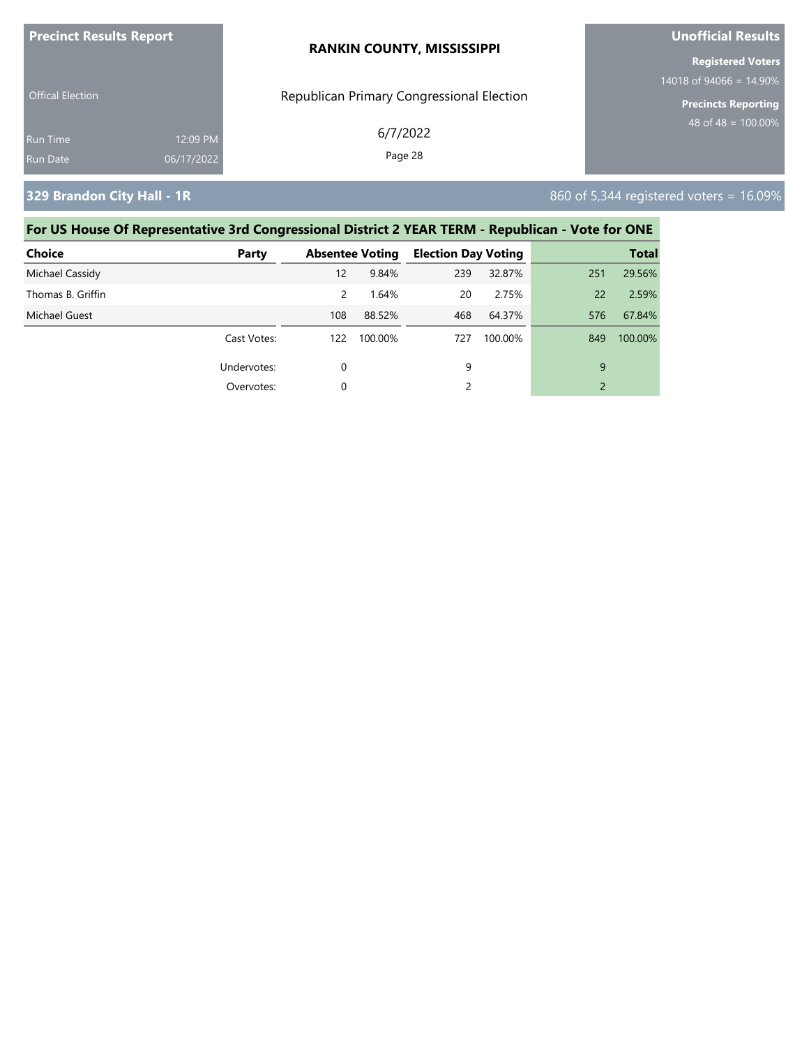**Precinct Results Report**

Offical Election

Run Time 12:09 PM
Run Date 06/17/2022

**RANKIN COUNTY, MISSISSIPPI**

Republican Primary Congressional Election

6/7/2022

**Unofficial Results**

**Registered Voters**
14018 of 94066 = 14.90%

**Precincts Reporting**
48 of 48 = 100.00%

## 329 Brandon City Hall - 1R

860 of 5,344 registered voters = 16.09%

### For US House Of Representative 3rd Congressional District 2 YEAR TERM - Republican - Vote for ONE

| Choice | Party | Absentee Voting | | Election Day Voting | | Total | |
|---|---|---|---|---|---|---|---|
| Michael Cassidy | | 12 | 9.84% | 239 | 32.87% | 251 | 29.56% |
| Thomas B. Griffin | | 2 | 1.64% | 20 | 2.75% | 22 | 2.59% |
| Michael Guest | | 108 | 88.52% | 468 | 64.37% | 576 | 67.84% |
| | Cast Votes: | 122 | 100.00% | 727 | 100.00% | 849 | 100.00% |
| | Undervotes: | 0 | | 9 | | 9 | |
| | Overvotes: | 0 | | 2 | | 2 | |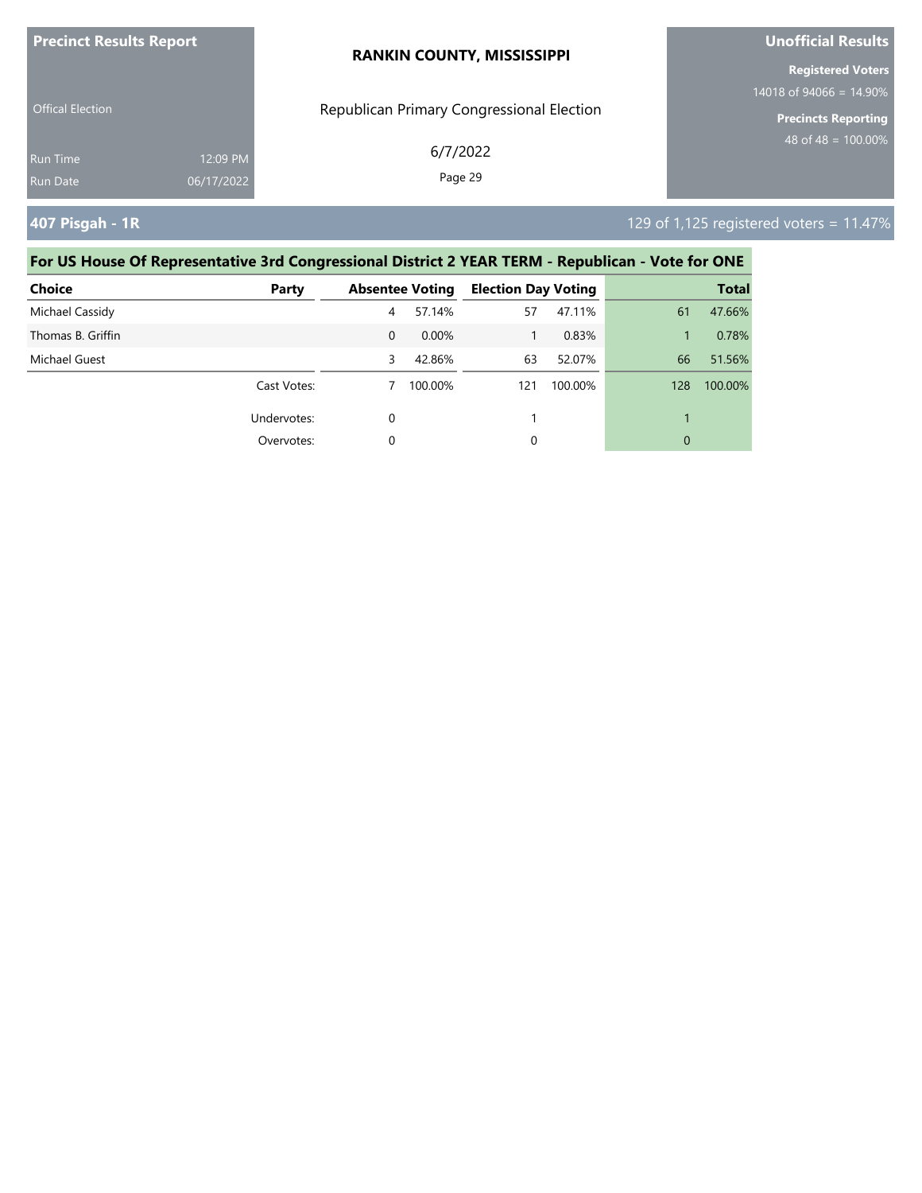**Precinct Results Report**

Offical Election

Run Time 12:09 PM
Run Date 06/17/2022

**RANKIN COUNTY, MISSISSIPPI**

Republican Primary Congressional Election

6/7/2022

**Unofficial Results**

**Registered Voters**
14018 of 94066 = 14.90%

**Precincts Reporting**
48 of 48 = 100.00%

## 407 Pisgah - 1R

129 of 1,125 registered voters = 11.47%

### For US House Of Representative 3rd Congressional District 2 YEAR TERM - Republican - Vote for ONE

| Choice | Party | Absentee Voting | | Election Day Voting | | Total | |
|---|---|---|---|---|---|---|---|
| Michael Cassidy | | 4 | 57.14% | 57 | 47.11% | 61 | 47.66% |
| Thomas B. Griffin | | 0 | 0.00% | 1 | 0.83% | 1 | 0.78% |
| Michael Guest | | 3 | 42.86% | 63 | 52.07% | 66 | 51.56% |
| | Cast Votes: | 7 | 100.00% | 121 | 100.00% | 128 | 100.00% |
| | Undervotes: | 0 | | 1 | | 1 | |
| | Overvotes: | 0 | | 0 | | 0 | |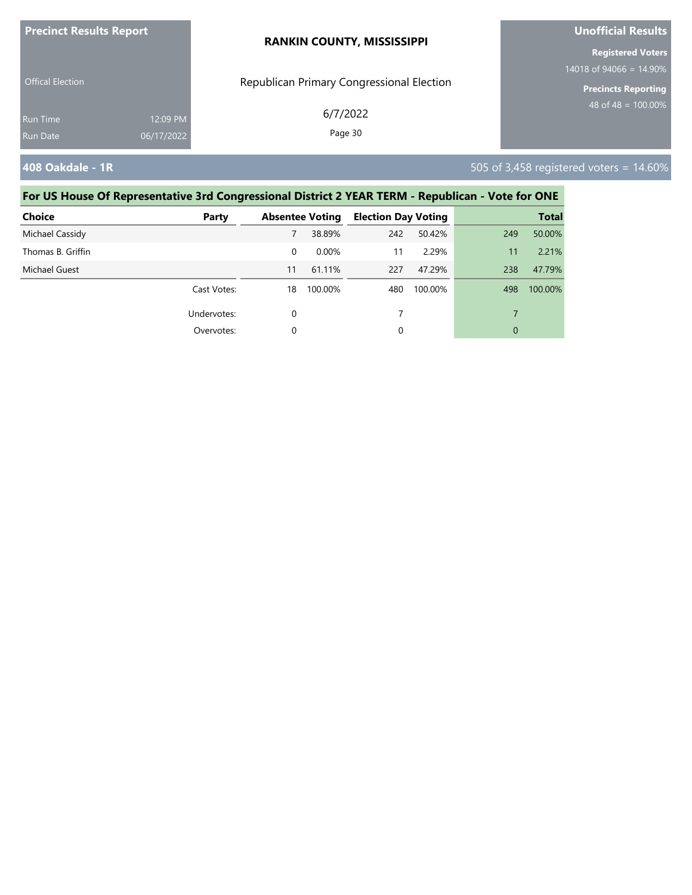**Precinct Results Report**

Offical Election

Run Time 12:09 PM
Run Date 06/17/2022

**RANKIN COUNTY, MISSISSIPPI**

Republican Primary Congressional Election

6/7/2022

**Unofficial Results**

**Registered Voters**
14018 of 94066 = 14.90%

**Precincts Reporting**
48 of 48 = 100.00%

## 408 Oakdale - 1R

505 of 3,458 registered voters = 14.60%

### For US House Of Representative 3rd Congressional District 2 YEAR TERM - Republican - Vote for ONE

| Choice | Party | Absentee Voting | | Election Day Voting | | Total | |
|---|---|---|---|---|---|---|---|
| Michael Cassidy | | 7 | 38.89% | 242 | 50.42% | 249 | 50.00% |
| Thomas B. Griffin | | 0 | 0.00% | 11 | 2.29% | 11 | 2.21% |
| Michael Guest | | 11 | 61.11% | 227 | 47.29% | 238 | 47.79% |
| | Cast Votes: | 18 | 100.00% | 480 | 100.00% | 498 | 100.00% |
| | Undervotes: | 0 | | 7 | | 7 | |
| | Overvotes: | 0 | | 0 | | 0 | |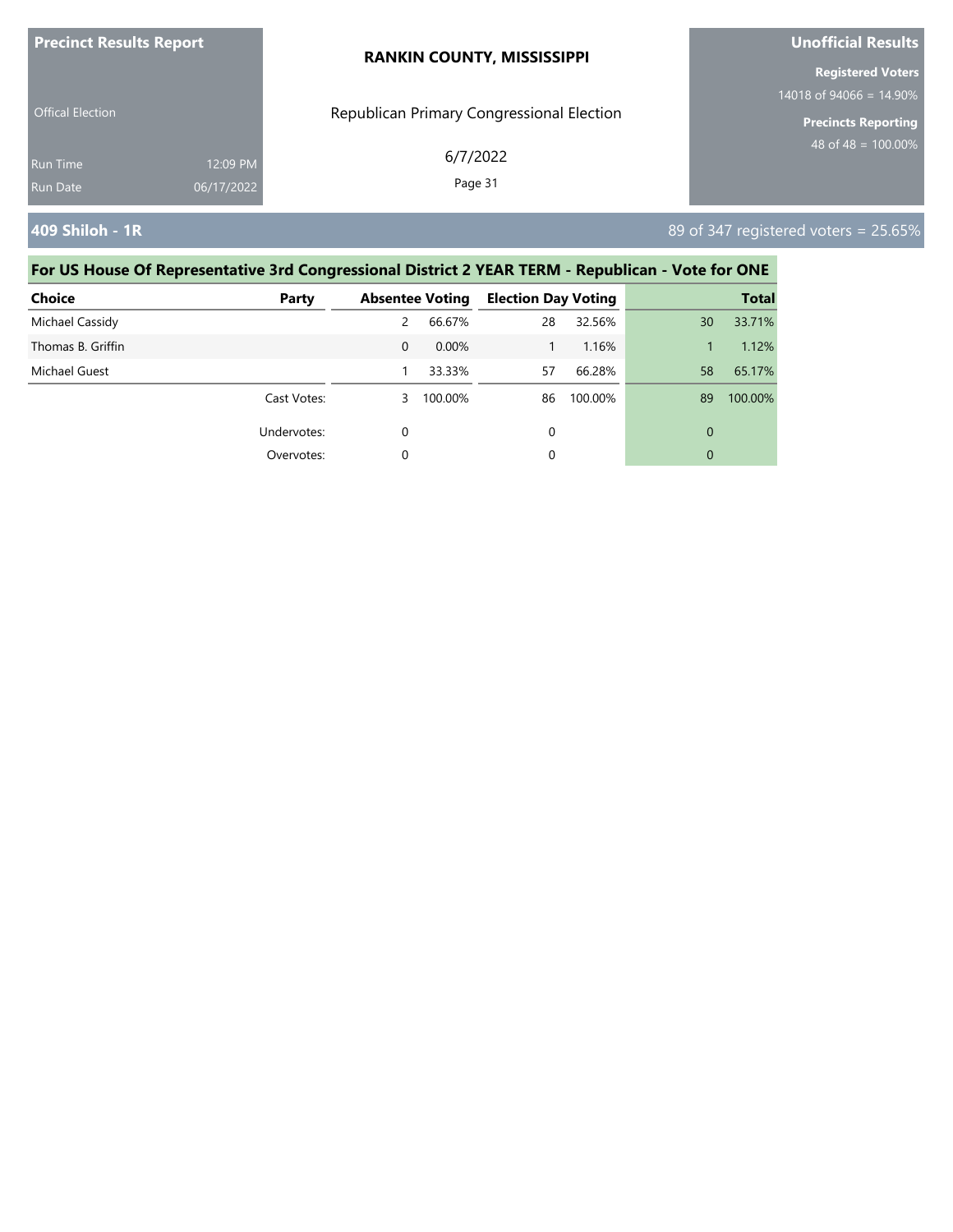**Precinct Results Report** | **RANKIN COUNTY, MISSISSIPPI** | **Unofficial Results**

Offical Election

Republican Primary Congressional Election

6/7/2022

Run Time 12:09 PM
Run Date 06/17/2022

**Registered Voters**
14018 of 94066 = 14.90%

**Precincts Reporting**
48 of 48 = 100.00%

## 409 Shiloh - 1R

89 of 347 registered voters = 25.65%

### For US House Of Representative 3rd Congressional District 2 YEAR TERM - Republican - Vote for ONE

| Choice | Party | Absentee Voting | | Election Day Voting | | Total | |
|---|---|---|---|---|---|---|---|
| Michael Cassidy | | 2 | 66.67% | 28 | 32.56% | 30 | 33.71% |
| Thomas B. Griffin | | 0 | 0.00% | 1 | 1.16% | 1 | 1.12% |
| Michael Guest | | 1 | 33.33% | 57 | 66.28% | 58 | 65.17% |
| | Cast Votes: | 3 | 100.00% | 86 | 100.00% | 89 | 100.00% |
| | Undervotes: | 0 | | 0 | | 0 | |
| | Overvotes: | 0 | | 0 | | 0 | |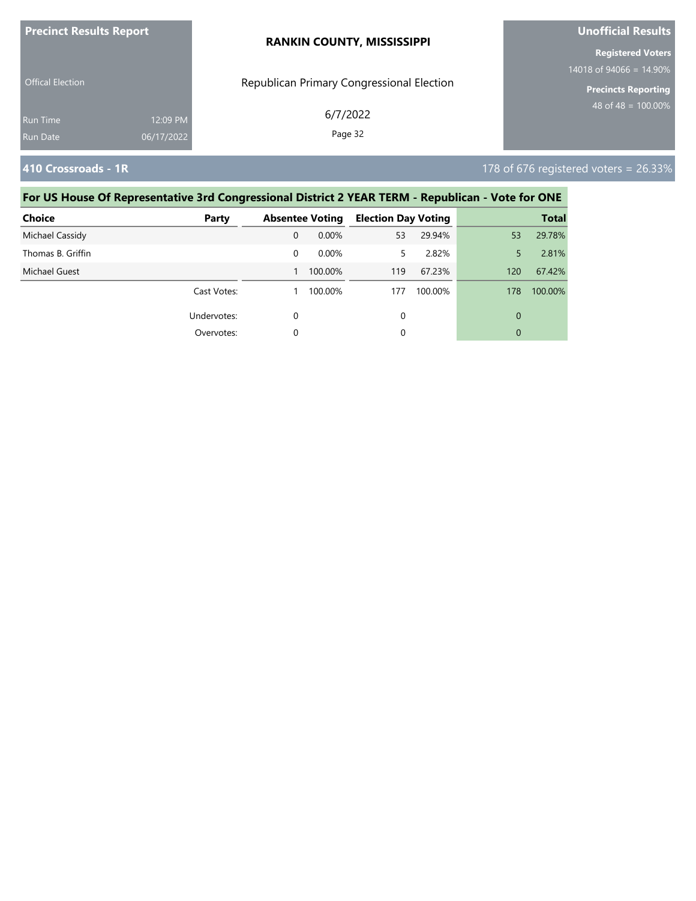**Precinct Results Report**

Offical Election

Run Time 12:09 PM
Run Date 06/17/2022

**RANKIN COUNTY, MISSISSIPPI**

Republican Primary Congressional Election

6/7/2022

**Unofficial Results**

**Registered Voters**
14018 of 94066 = 14.90%

**Precincts Reporting**
48 of 48 = 100.00%

## 410 Crossroads - 1R

178 of 676 registered voters = 26.33%

### For US House Of Representative 3rd Congressional District 2 YEAR TERM - Republican - Vote for ONE

| Choice | Party | Absentee Voting | | Election Day Voting | | Total | |
|---|---|---|---|---|---|---|---|
| Michael Cassidy | | 0 | 0.00% | 53 | 29.94% | 53 | 29.78% |
| Thomas B. Griffin | | 0 | 0.00% | 5 | 2.82% | 5 | 2.81% |
| Michael Guest | | 1 | 100.00% | 119 | 67.23% | 120 | 67.42% |
| | Cast Votes: | 1 | 100.00% | 177 | 100.00% | 178 | 100.00% |
| | Undervotes: | 0 | | 0 | | 0 | |
| | Overvotes: | 0 | | 0 | | 0 | |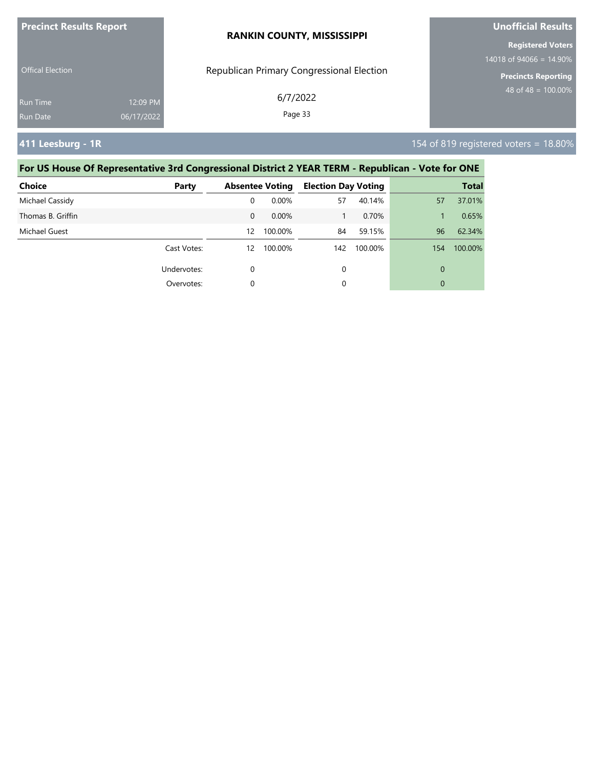**Precinct Results Report**

Offical Election

Run Time 12:09 PM
Run Date 06/17/2022

**RANKIN COUNTY, MISSISSIPPI**

Republican Primary Congressional Election

6/7/2022

**Unofficial Results**

**Registered Voters**
14018 of 94066 = 14.90%

**Precincts Reporting**
48 of 48 = 100.00%

## 411 Leesburg - 1R

154 of 819 registered voters = 18.80%

### For US House Of Representative 3rd Congressional District 2 YEAR TERM - Republican - Vote for ONE

| Choice | Party | Absentee Voting | | Election Day Voting | | Total | |
|---|---|---|---|---|---|---|---|
| Michael Cassidy | | 0 | 0.00% | 57 | 40.14% | 57 | 37.01% |
| Thomas B. Griffin | | 0 | 0.00% | 1 | 0.70% | 1 | 0.65% |
| Michael Guest | | 12 | 100.00% | 84 | 59.15% | 96 | 62.34% |
| | Cast Votes: | 12 | 100.00% | 142 | 100.00% | 154 | 100.00% |
| | Undervotes: | 0 | | 0 | | 0 | |
| | Overvotes: | 0 | | 0 | | 0 | |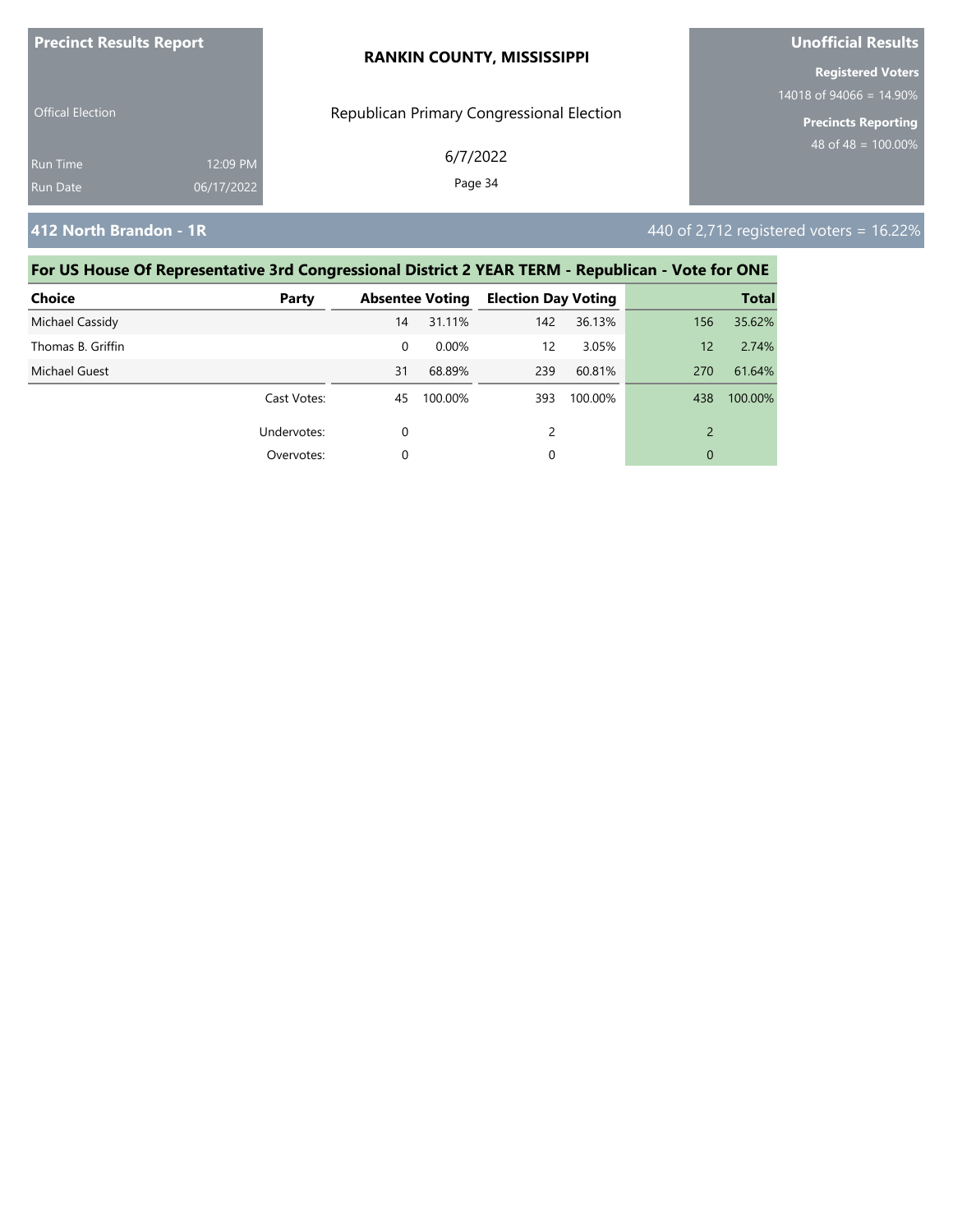**Precinct Results Report**

Offical Election

Run Time 12:09 PM

Run Date 06/17/2022

**RANKIN COUNTY, MISSISSIPPI**

Republican Primary Congressional Election

6/7/2022

**Unofficial Results**

**Registered Voters**

14018 of 94066 = 14.90%

**Precincts Reporting**

48 of 48 = 100.00%

## 412 North Brandon - 1R

440 of 2,712 registered voters = 16.22%

### For US House Of Representative 3rd Congressional District 2 YEAR TERM - Republican - Vote for ONE

| Choice | Party | Absentee Voting | | Election Day Voting | | Total | |
|---|---|---|---|---|---|---|---|
| Michael Cassidy | | 14 | 31.11% | 142 | 36.13% | 156 | 35.62% |
| Thomas B. Griffin | | 0 | 0.00% | 12 | 3.05% | 12 | 2.74% |
| Michael Guest | | 31 | 68.89% | 239 | 60.81% | 270 | 61.64% |
| | Cast Votes: | 45 | 100.00% | 393 | 100.00% | 438 | 100.00% |
| | Undervotes: | 0 | | 2 | | 2 | |
| | Overvotes: | 0 | | 0 | | 0 | |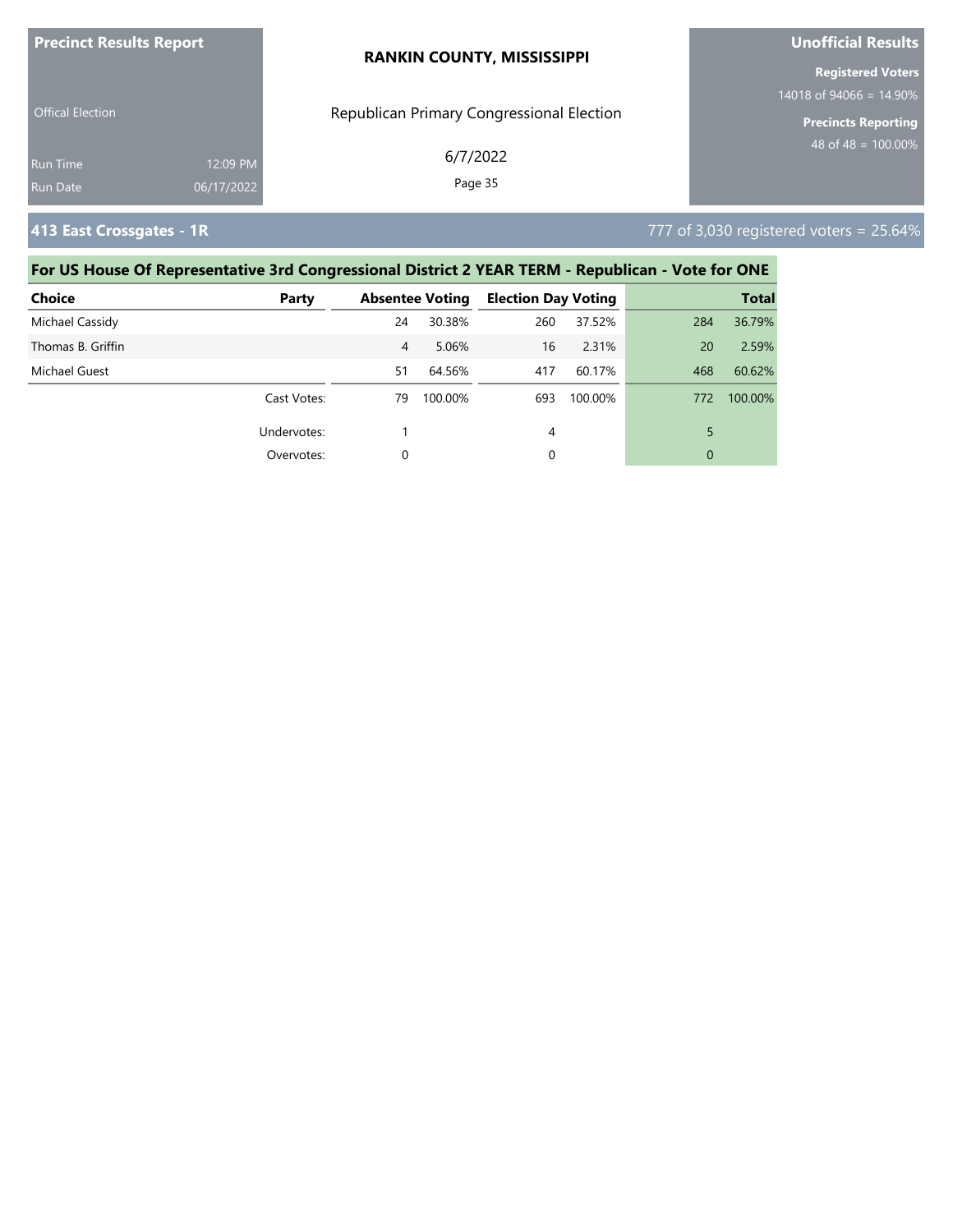**Precinct Results Report**

**RANKIN COUNTY, MISSISSIPPI**

**Unofficial Results**

Offical Election

Republican Primary Congressional Election

6/7/2022

**Registered Voters**
14018 of 94066 = 14.90%

**Precincts Reporting**
48 of 48 = 100.00%

Run Time 12:09 PM
Run Date 06/17/2022

## 413 East Crossgates - 1R

777 of 3,030 registered voters = 25.64%

### For US House Of Representative 3rd Congressional District 2 YEAR TERM - Republican - Vote for ONE

| Choice | Party | Absentee Voting | | Election Day Voting | | Total | |
|---|---|---|---|---|---|---|---|
| Michael Cassidy | | 24 | 30.38% | 260 | 37.52% | 284 | 36.79% |
| Thomas B. Griffin | | 4 | 5.06% | 16 | 2.31% | 20 | 2.59% |
| Michael Guest | | 51 | 64.56% | 417 | 60.17% | 468 | 60.62% |
| | Cast Votes: | 79 | 100.00% | 693 | 100.00% | 772 | 100.00% |
| | Undervotes: | 1 | | 4 | | 5 | |
| | Overvotes: | 0 | | 0 | | 0 | |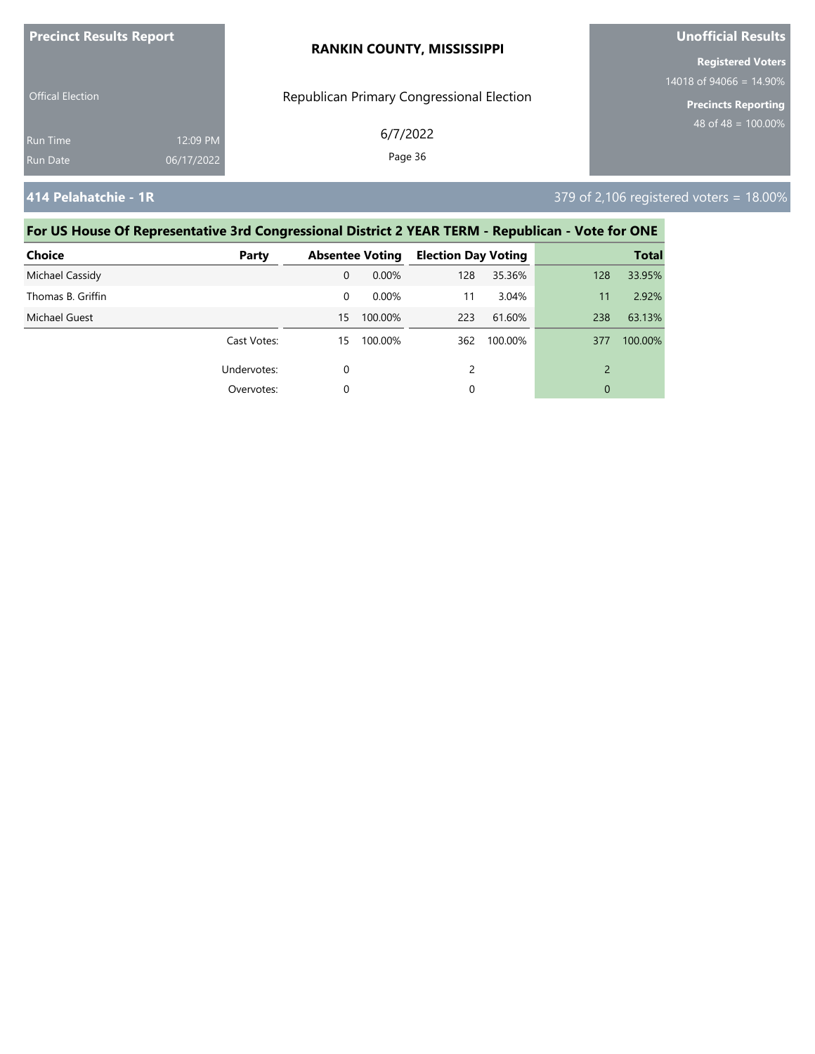**Precinct Results Report**

**RANKIN COUNTY, MISSISSIPPI**

**Unofficial Results**

Offical Election

Republican Primary Congressional Election

6/7/2022

**Registered Voters**
14018 of 94066 = 14.90%

**Precincts Reporting**
48 of 48 = 100.00%

Run Time 12:09 PM
Run Date 06/17/2022

## 414 Pelahatchie - 1R

379 of 2,106 registered voters = 18.00%

### For US House Of Representative 3rd Congressional District 2 YEAR TERM - Republican - Vote for ONE

| Choice | Party | Absentee Voting | | Election Day Voting | | Total | |
|---|---|---|---|---|---|---|---|
| Michael Cassidy | | 0 | 0.00% | 128 | 35.36% | 128 | 33.95% |
| Thomas B. Griffin | | 0 | 0.00% | 11 | 3.04% | 11 | 2.92% |
| Michael Guest | | 15 | 100.00% | 223 | 61.60% | 238 | 63.13% |
| | Cast Votes: | 15 | 100.00% | 362 | 100.00% | 377 | 100.00% |
| | Undervotes: | 0 | | 2 | | 2 | |
| | Overvotes: | 0 | | 0 | | 0 | |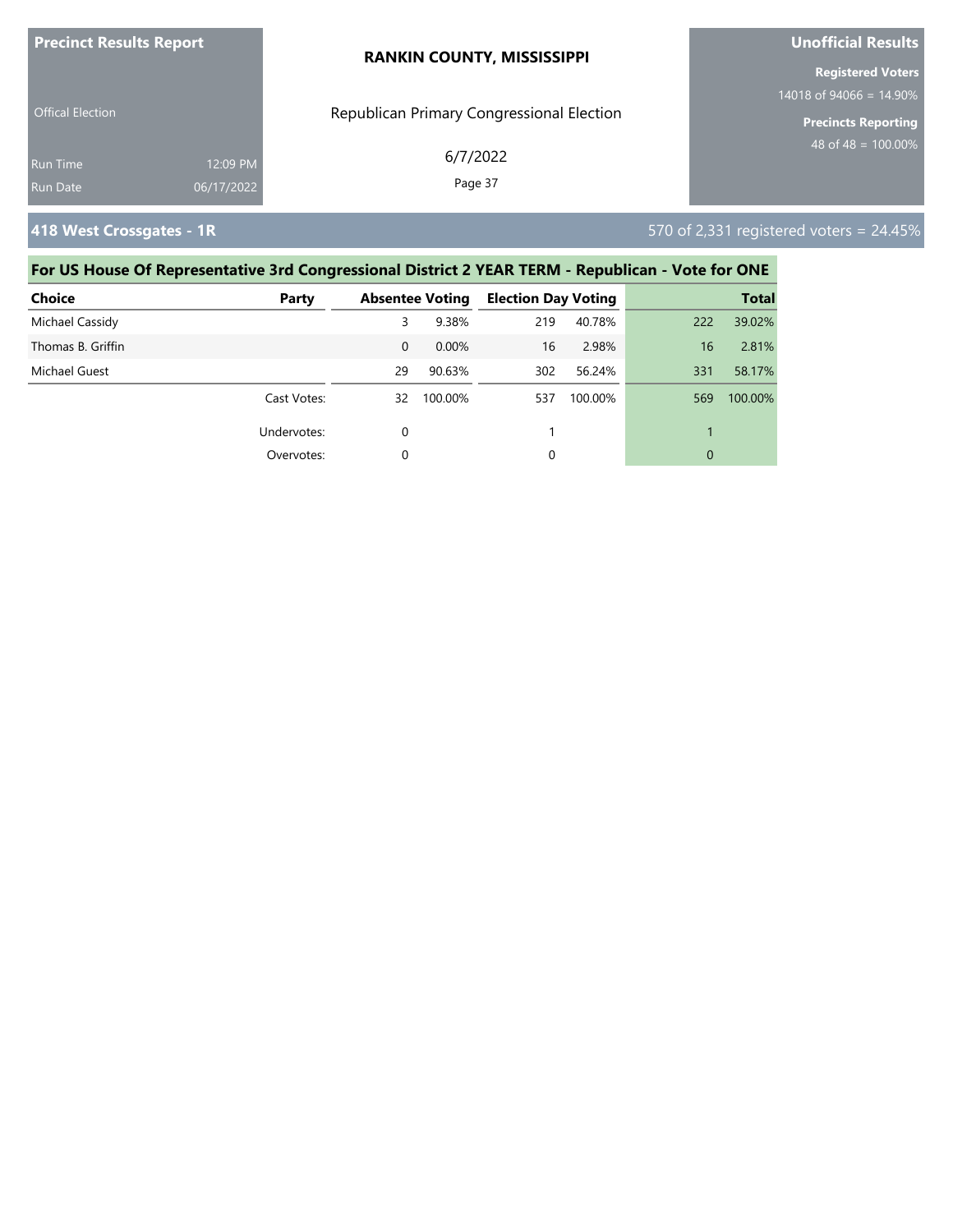**Precinct Results Report**

Offical Election

Run Time 12:09 PM
Run Date 06/17/2022

**RANKIN COUNTY, MISSISSIPPI**

Republican Primary Congressional Election

6/7/2022

**Unofficial Results**

**Registered Voters**
14018 of 94066 = 14.90%

**Precincts Reporting**
48 of 48 = 100.00%

## 418 West Crossgates - 1R

570 of 2,331 registered voters = 24.45%

### For US House Of Representative 3rd Congressional District 2 YEAR TERM - Republican - Vote for ONE

| Choice | Party | Absentee Voting | | Election Day Voting | | Total | |
|---|---|---|---|---|---|---|---|
| Michael Cassidy | | 3 | 9.38% | 219 | 40.78% | 222 | 39.02% |
| Thomas B. Griffin | | 0 | 0.00% | 16 | 2.98% | 16 | 2.81% |
| Michael Guest | | 29 | 90.63% | 302 | 56.24% | 331 | 58.17% |
| | Cast Votes: | 32 | 100.00% | 537 | 100.00% | 569 | 100.00% |
| | Undervotes: | 0 | | 1 | | 1 | |
| | Overvotes: | 0 | | 0 | | 0 | |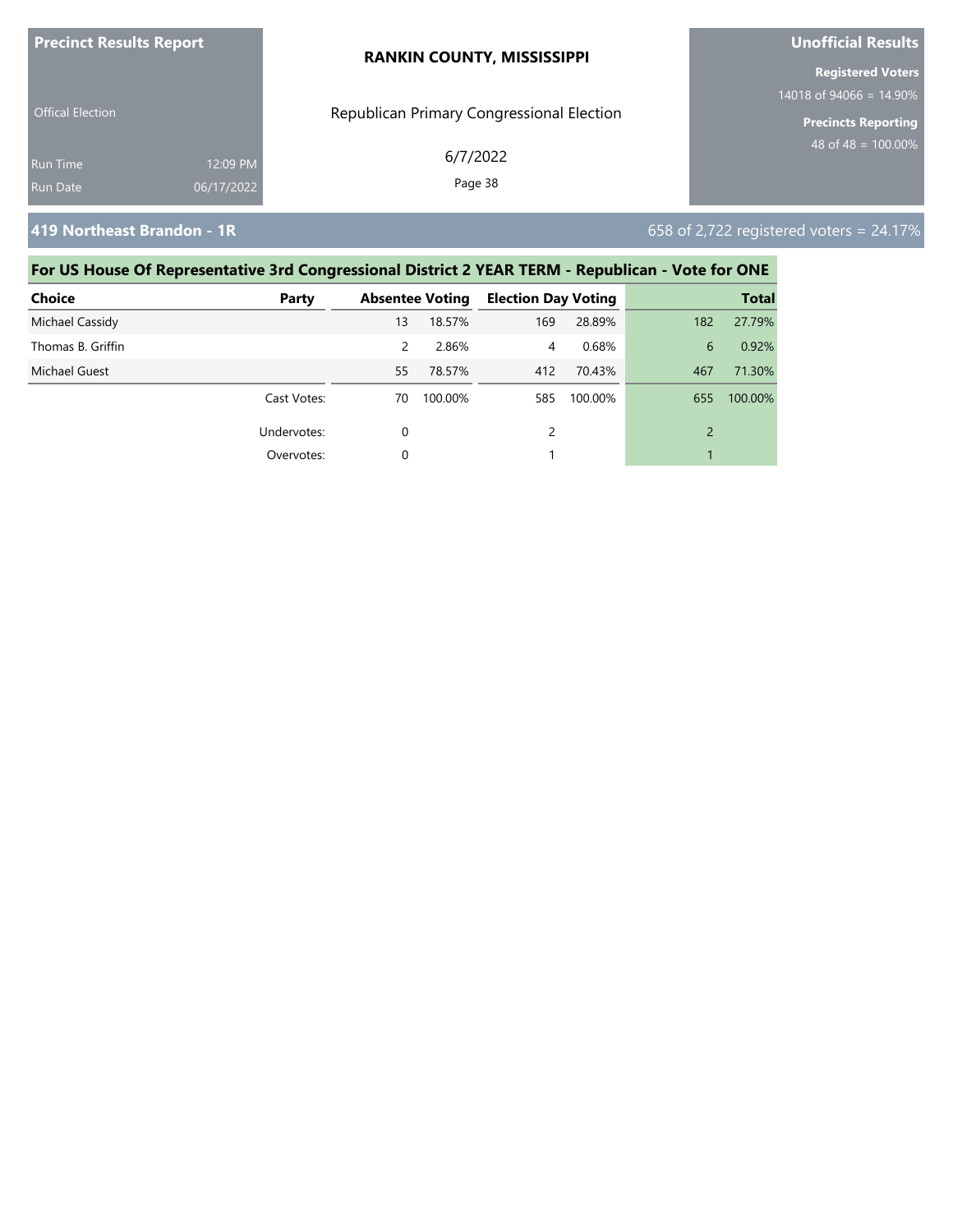**Precinct Results Report**

Offical Election

Run Time 12:09 PM

Run Date 06/17/2022

**RANKIN COUNTY, MISSISSIPPI**

Republican Primary Congressional Election

6/7/2022

**Unofficial Results**

**Registered Voters**

14018 of 94066 = 14.90%

**Precincts Reporting**

48 of 48 = 100.00%

## 419 Northeast Brandon - 1R

658 of 2,722 registered voters = 24.17%

### For US House Of Representative 3rd Congressional District 2 YEAR TERM - Republican - Vote for ONE

| Choice | Party | Absentee Voting | | Election Day Voting | | Total | |
|---|---|---|---|---|---|---|---|
| Michael Cassidy | | 13 | 18.57% | 169 | 28.89% | 182 | 27.79% |
| Thomas B. Griffin | | 2 | 2.86% | 4 | 0.68% | 6 | 0.92% |
| Michael Guest | | 55 | 78.57% | 412 | 70.43% | 467 | 71.30% |
| | Cast Votes: | 70 | 100.00% | 585 | 100.00% | 655 | 100.00% |
| | Undervotes: | 0 | | 2 | | 2 | |
| | Overvotes: | 0 | | 1 | | 1 | |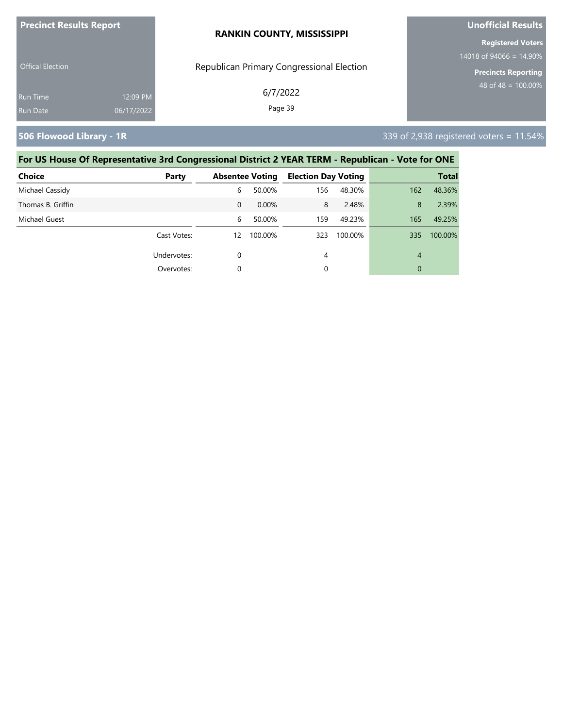**Precinct Results Report**

Offical Election

Run Time 12:09 PM
Run Date 06/17/2022

**RANKIN COUNTY, MISSISSIPPI**

Republican Primary Congressional Election

6/7/2022

**Unofficial Results**

**Registered Voters**
14018 of 94066 = 14.90%

**Precincts Reporting**
48 of 48 = 100.00%

## 506 Flowood Library - 1R

339 of 2,938 registered voters = 11.54%

### For US House Of Representative 3rd Congressional District 2 YEAR TERM - Republican - Vote for ONE

| Choice | Party | Absentee Voting | | Election Day Voting | | Total | |
|---|---|---|---|---|---|---|---|
| Michael Cassidy | | 6 | 50.00% | 156 | 48.30% | 162 | 48.36% |
| Thomas B. Griffin | | 0 | 0.00% | 8 | 2.48% | 8 | 2.39% |
| Michael Guest | | 6 | 50.00% | 159 | 49.23% | 165 | 49.25% |
| | Cast Votes: | 12 | 100.00% | 323 | 100.00% | 335 | 100.00% |
| | Undervotes: | 0 | | 4 | | 4 | |
| | Overvotes: | 0 | | 0 | | 0 | |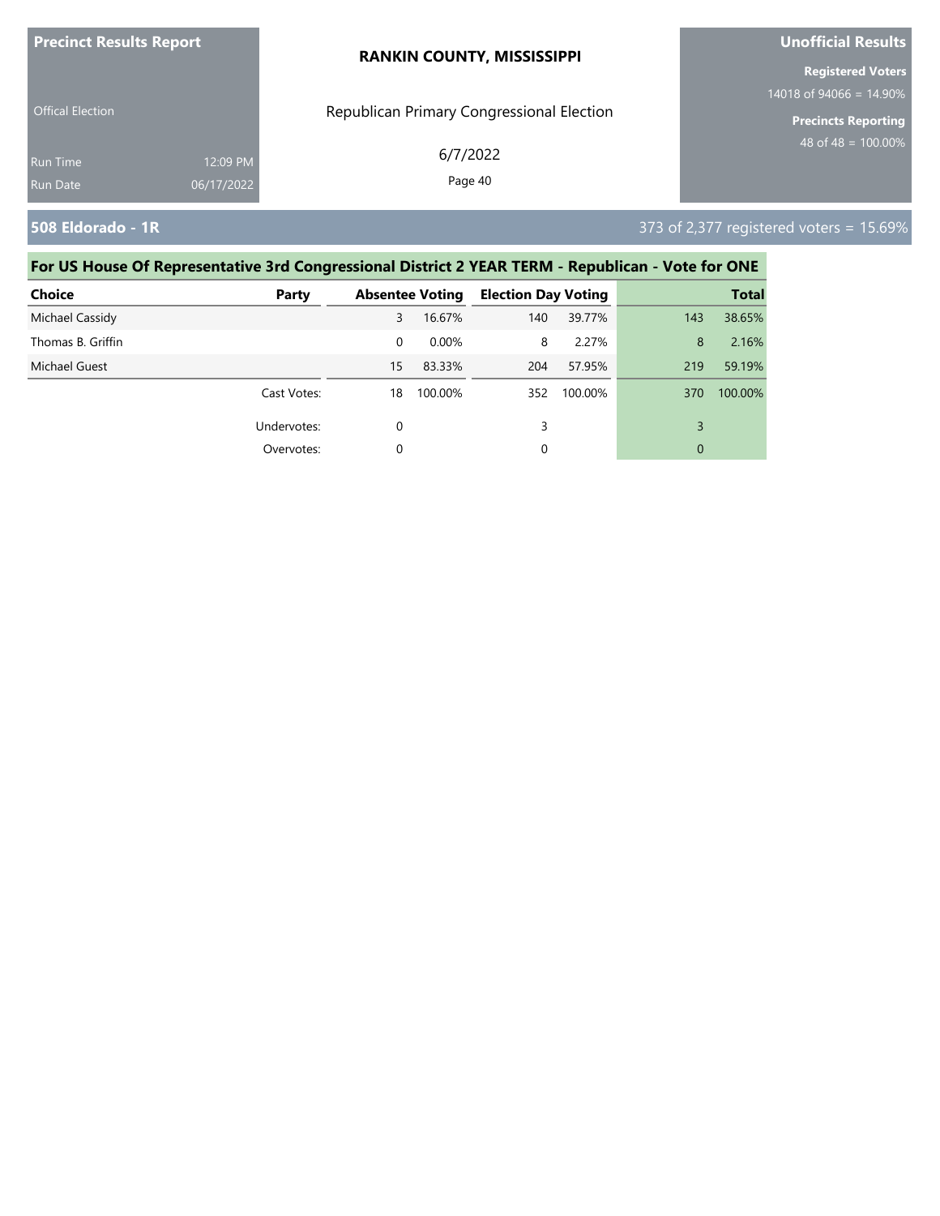**Precinct Results Report**

**RANKIN COUNTY, MISSISSIPPI**

**Unofficial Results**

Offical Election

Republican Primary Congressional Election

**Registered Voters**
14018 of 94066 = 14.90%

**Precincts Reporting**
48 of 48 = 100.00%

Run Time 12:09 PM
Run Date 06/17/2022

6/7/2022

## 508 Eldorado - 1R

373 of 2,377 registered voters = 15.69%

### For US House Of Representative 3rd Congressional District 2 YEAR TERM - Republican - Vote for ONE

| Choice | Party | Absentee Voting | | Election Day Voting | | Total | |
|---|---|---|---|---|---|---|---|
| Michael Cassidy | | 3 | 16.67% | 140 | 39.77% | 143 | 38.65% |
| Thomas B. Griffin | | 0 | 0.00% | 8 | 2.27% | 8 | 2.16% |
| Michael Guest | | 15 | 83.33% | 204 | 57.95% | 219 | 59.19% |
| | Cast Votes: | 18 | 100.00% | 352 | 100.00% | 370 | 100.00% |
| | Undervotes: | 0 | | 3 | | 3 | |
| | Overvotes: | 0 | | 0 | | 0 | |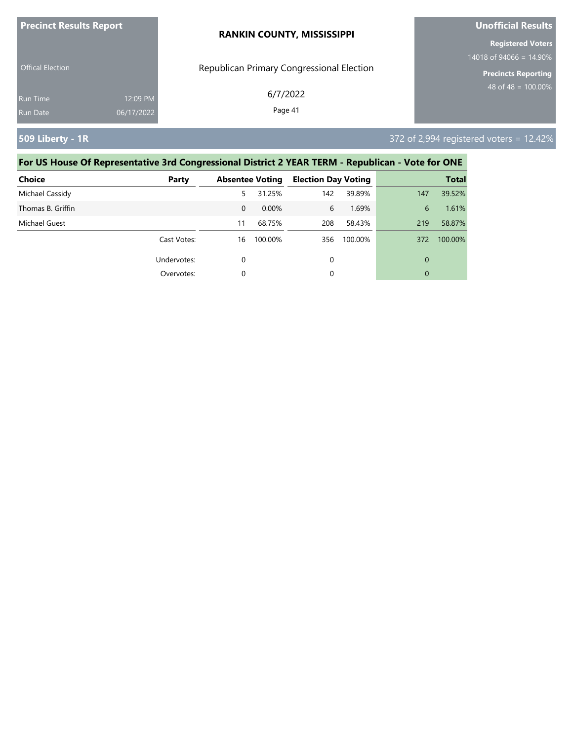**Precinct Results Report**

Offical Election

Run Time 12:09 PM
Run Date 06/17/2022

**RANKIN COUNTY, MISSISSIPPI**

Republican Primary Congressional Election

6/7/2022

**Unofficial Results**

**Registered Voters**
14018 of 94066 = 14.90%

**Precincts Reporting**
48 of 48 = 100.00%

## 509 Liberty - 1R

372 of 2,994 registered voters = 12.42%

### For US House Of Representative 3rd Congressional District 2 YEAR TERM - Republican - Vote for ONE

| Choice | Party | Absentee Voting | | Election Day Voting | | Total | |
|---|---|---|---|---|---|---|---|
| Michael Cassidy | | 5 | 31.25% | 142 | 39.89% | 147 | 39.52% |
| Thomas B. Griffin | | 0 | 0.00% | 6 | 1.69% | 6 | 1.61% |
| Michael Guest | | 11 | 68.75% | 208 | 58.43% | 219 | 58.87% |
| | Cast Votes: | 16 | 100.00% | 356 | 100.00% | 372 | 100.00% |
| | Undervotes: | 0 | | 0 | | 0 | |
| | Overvotes: | 0 | | 0 | | 0 | |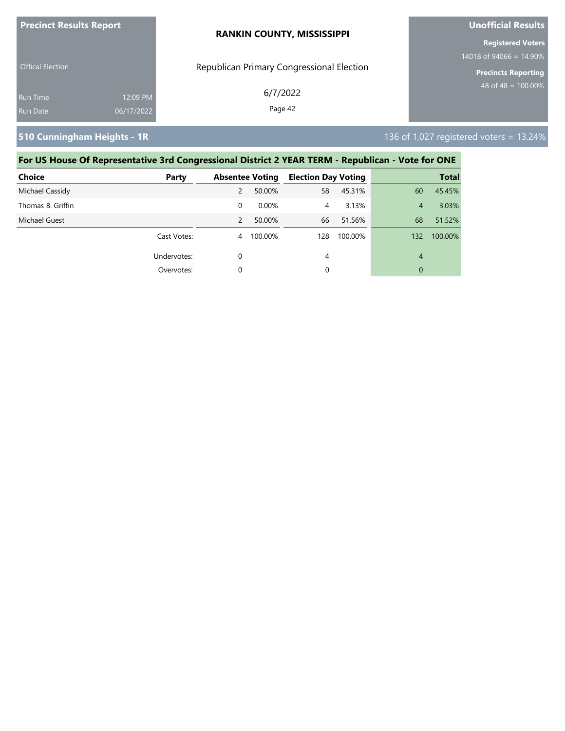**Precinct Results Report**

Offical Election

Run Time 12:09 PM

Run Date 06/17/2022

**RANKIN COUNTY, MISSISSIPPI**

Republican Primary Congressional Election

6/7/2022

**Unofficial Results**

**Registered Voters**

14018 of 94066 = 14.90%

**Precincts Reporting**

48 of 48 = 100.00%

## 510 Cunningham Heights - 1R

136 of 1,027 registered voters = 13.24%

### For US House Of Representative 3rd Congressional District 2 YEAR TERM - Republican - Vote for ONE

| Choice | Party | Absentee Voting | | Election Day Voting | | Total | |
|---|---|---|---|---|---|---|---|
| Michael Cassidy | | 2 | 50.00% | 58 | 45.31% | 60 | 45.45% |
| Thomas B. Griffin | | 0 | 0.00% | 4 | 3.13% | 4 | 3.03% |
| Michael Guest | | 2 | 50.00% | 66 | 51.56% | 68 | 51.52% |
| | Cast Votes: | 4 | 100.00% | 128 | 100.00% | 132 | 100.00% |
| | Undervotes: | 0 | | 4 | | 4 | |
| | Overvotes: | 0 | | 0 | | 0 | |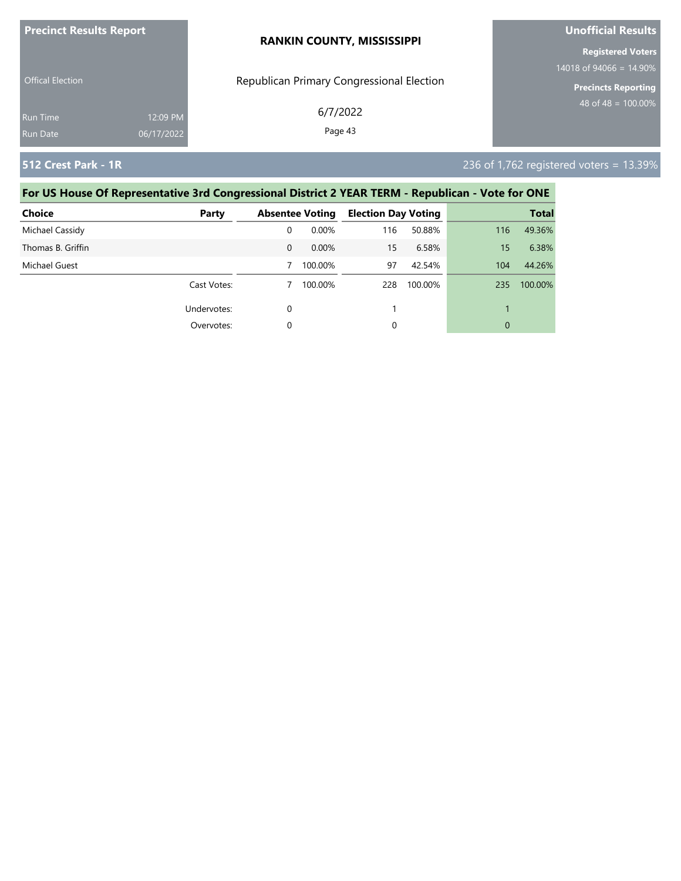**Precinct Results Report**

Offical Election

Run Time 12:09 PM
Run Date 06/17/2022

**RANKIN COUNTY, MISSISSIPPI**

Republican Primary Congressional Election

6/7/2022

**Unofficial Results**

**Registered Voters**
14018 of 94066 = 14.90%

**Precincts Reporting**
48 of 48 = 100.00%

## 512 Crest Park - 1R

236 of 1,762 registered voters = 13.39%

### For US House Of Representative 3rd Congressional District 2 YEAR TERM - Republican - Vote for ONE

| Choice | Party | Absentee Voting | | Election Day Voting | | Total | |
|---|---|---|---|---|---|---|---|
| Michael Cassidy | | 0 | 0.00% | 116 | 50.88% | 116 | 49.36% |
| Thomas B. Griffin | | 0 | 0.00% | 15 | 6.58% | 15 | 6.38% |
| Michael Guest | | 7 | 100.00% | 97 | 42.54% | 104 | 44.26% |
| | Cast Votes: | 7 | 100.00% | 228 | 100.00% | 235 | 100.00% |
| | Undervotes: | 0 | | 1 | | 1 | |
| | Overvotes: | 0 | | 0 | | 0 | |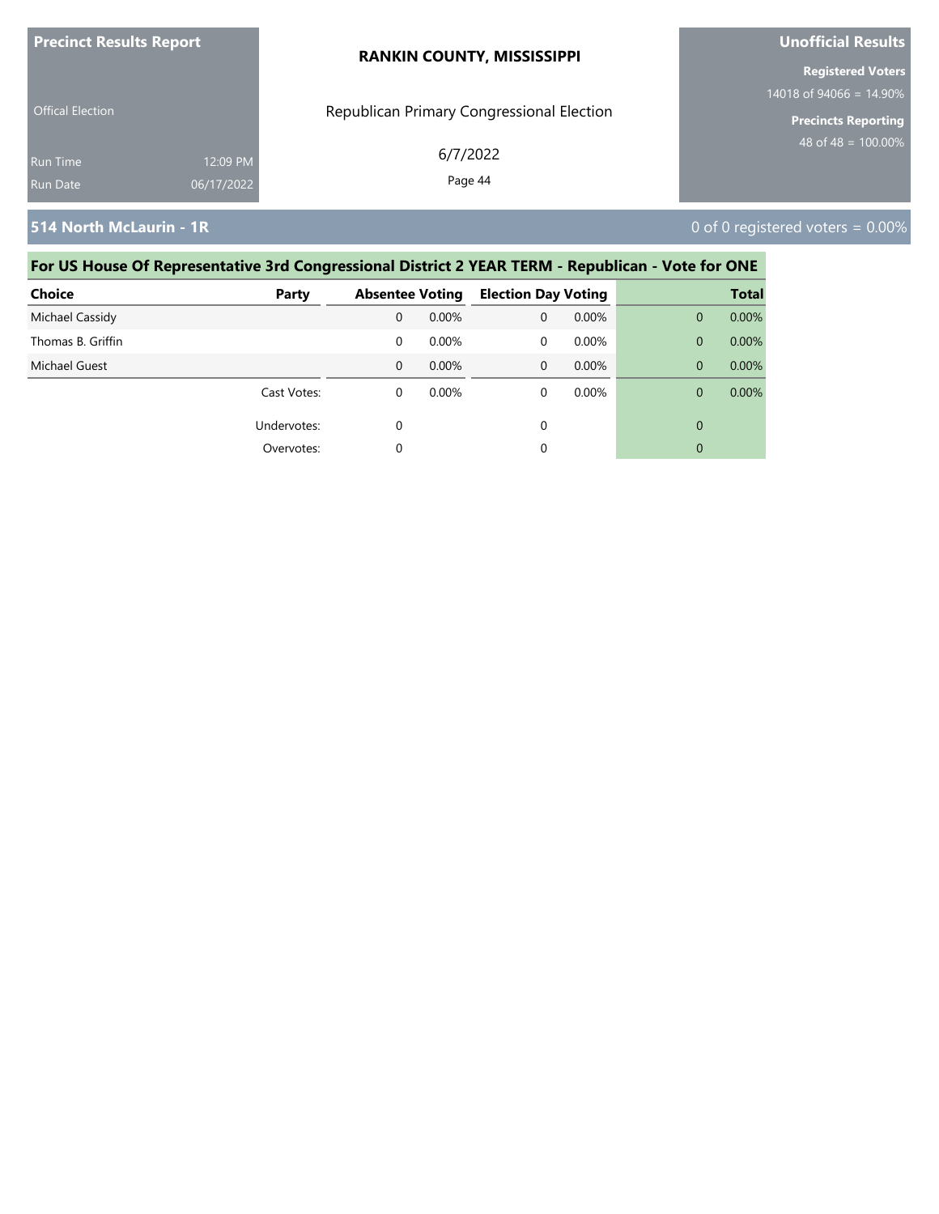**Precinct Results Report**

Offical Election

Run Time 12:09 PM
Run Date 06/17/2022

**RANKIN COUNTY, MISSISSIPPI**

Republican Primary Congressional Election

6/7/2022

**Unofficial Results**

**Registered Voters**
14018 of 94066 = 14.90%

**Precincts Reporting**
48 of 48 = 100.00%

## 514 North McLaurin - 1R

0 of 0 registered voters = 0.00%

### For US House Of Representative 3rd Congressional District 2 YEAR TERM - Republican - Vote for ONE

| Choice | Party | Absentee Voting | | Election Day Voting | | Total | |
|---|---|---|---|---|---|---|---|
| Michael Cassidy | | 0 | 0.00% | 0 | 0.00% | 0 | 0.00% |
| Thomas B. Griffin | | 0 | 0.00% | 0 | 0.00% | 0 | 0.00% |
| Michael Guest | | 0 | 0.00% | 0 | 0.00% | 0 | 0.00% |
| | Cast Votes: | 0 | 0.00% | 0 | 0.00% | 0 | 0.00% |
| | Undervotes: | 0 | | 0 | | 0 | |
| | Overvotes: | 0 | | 0 | | 0 | |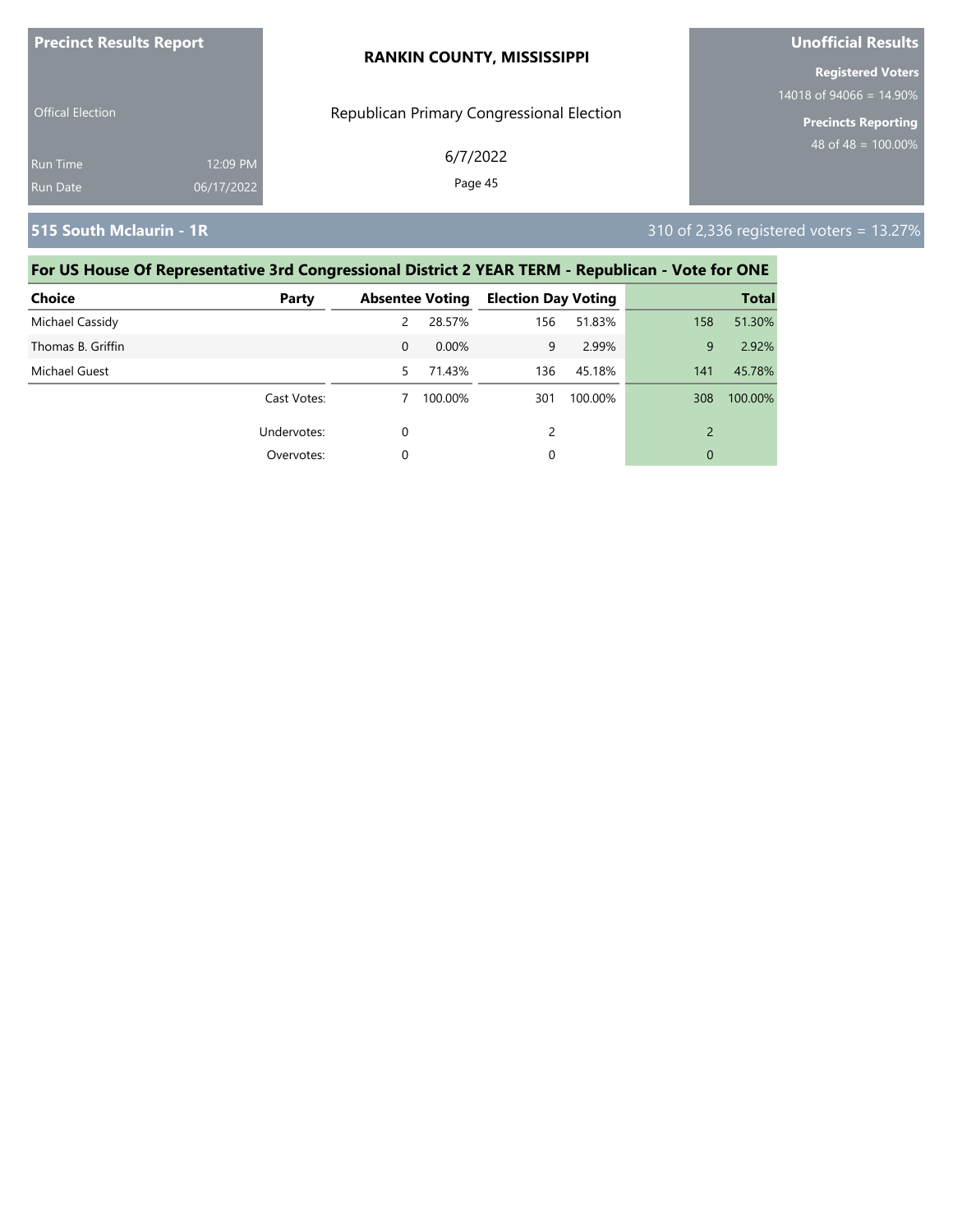# RANKIN COUNTY, MISSISSIPPI

**Precinct Results Report**

Offical Election

Run Time 12:09 PM
Run Date 06/17/2022

Republican Primary Congressional Election

6/7/2022

**Unofficial Results**

**Registered Voters**
14018 of 94066 = 14.90%

**Precincts Reporting**
48 of 48 = 100.00%

## 515 South Mclaurin - 1R

310 of 2,336 registered voters = 13.27%

### For US House Of Representative 3rd Congressional District 2 YEAR TERM - Republican - Vote for ONE

| Choice | Party | Absentee Voting | | Election Day Voting | | Total | |
|---|---|---|---|---|---|---|---|
| Michael Cassidy | | 2 | 28.57% | 156 | 51.83% | 158 | 51.30% |
| Thomas B. Griffin | | 0 | 0.00% | 9 | 2.99% | 9 | 2.92% |
| Michael Guest | | 5 | 71.43% | 136 | 45.18% | 141 | 45.78% |
| | Cast Votes: | 7 | 100.00% | 301 | 100.00% | 308 | 100.00% |
| | Undervotes: | 0 | | 2 | | 2 | |
| | Overvotes: | 0 | | 0 | | 0 | |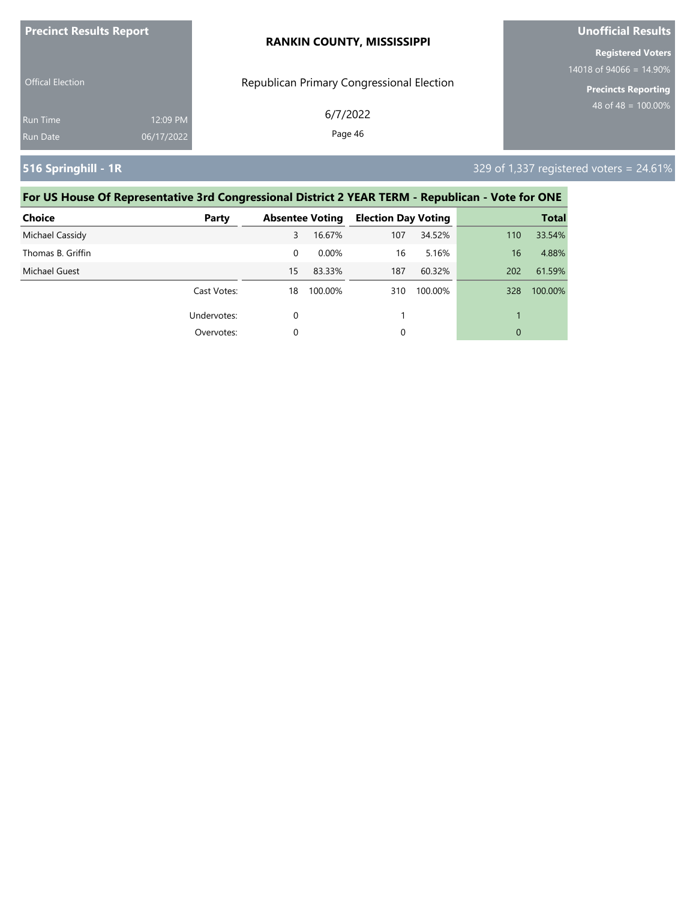**Precinct Results Report**

**RANKIN COUNTY, MISSISSIPPI**

**Unofficial Results**

Offical Election

Republican Primary Congressional Election

6/7/2022

Run Time 12:09 PM
Run Date 06/17/2022

**Registered Voters**
14018 of 94066 = 14.90%

**Precincts Reporting**
48 of 48 = 100.00%

## 516 Springhill - 1R

329 of 1,337 registered voters = 24.61%

### For US House Of Representative 3rd Congressional District 2 YEAR TERM - Republican - Vote for ONE

| Choice | Party | Absentee Voting | | Election Day Voting | | Total | |
|---|---|---|---|---|---|---|---|
| Michael Cassidy | | 3 | 16.67% | 107 | 34.52% | 110 | 33.54% |
| Thomas B. Griffin | | 0 | 0.00% | 16 | 5.16% | 16 | 4.88% |
| Michael Guest | | 15 | 83.33% | 187 | 60.32% | 202 | 61.59% |
| | Cast Votes: | 18 | 100.00% | 310 | 100.00% | 328 | 100.00% |
| | Undervotes: | 0 | | 1 | | 1 | |
| | Overvotes: | 0 | | 0 | | 0 | |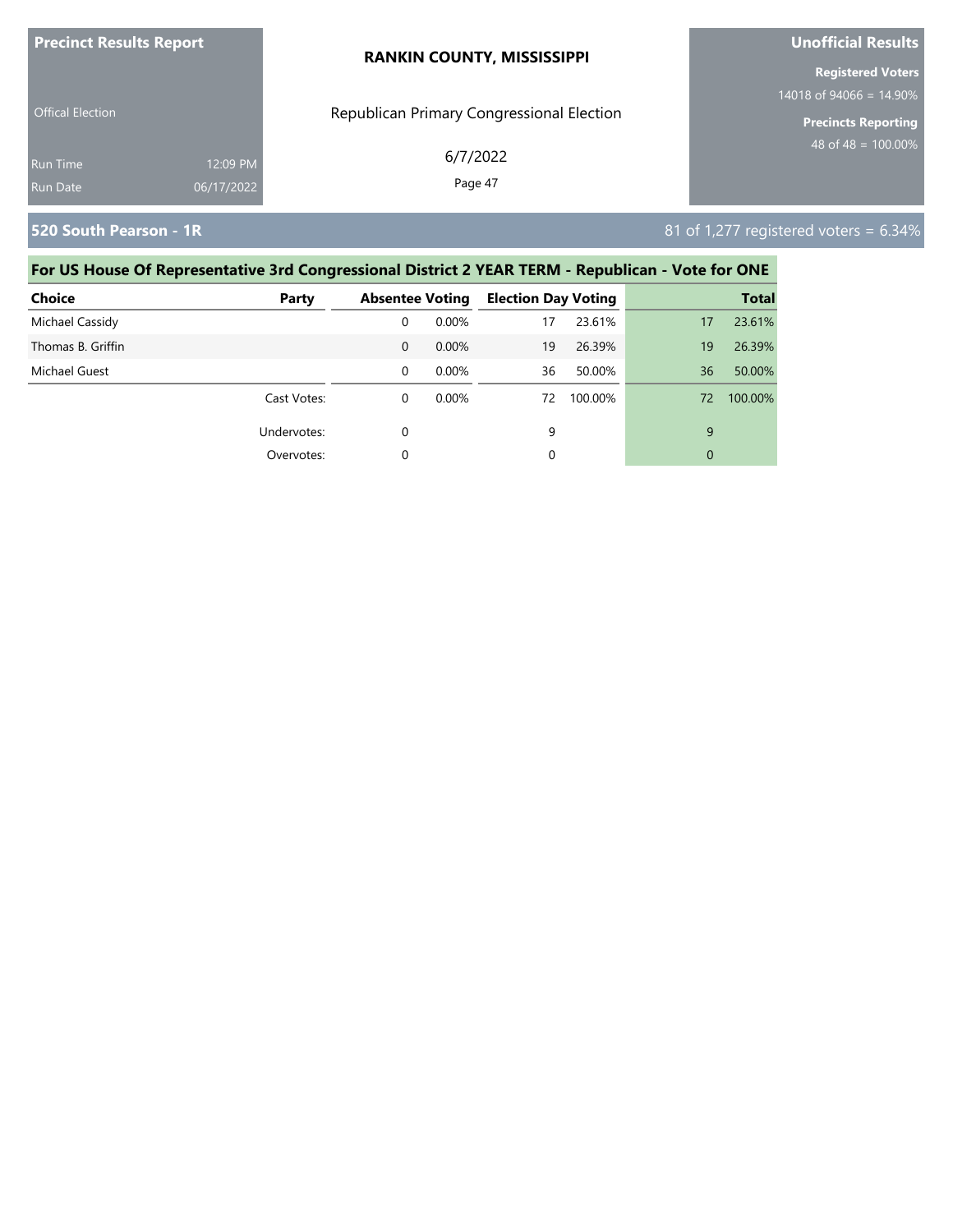**Precinct Results Report**

Offical Election

Run Time 12:09 PM
Run Date 06/17/2022

**RANKIN COUNTY, MISSISSIPPI**

Republican Primary Congressional Election

6/7/2022

**Unofficial Results**

**Registered Voters**
14018 of 94066 = 14.90%

**Precincts Reporting**
48 of 48 = 100.00%

## 520 South Pearson - 1R

81 of 1,277 registered voters = 6.34%

### For US House Of Representative 3rd Congressional District 2 YEAR TERM - Republican - Vote for ONE

| Choice | Party | Absentee Voting | | Election Day Voting | | Total | |
|---|---|---|---|---|---|---|---|
| Michael Cassidy | | 0 | 0.00% | 17 | 23.61% | 17 | 23.61% |
| Thomas B. Griffin | | 0 | 0.00% | 19 | 26.39% | 19 | 26.39% |
| Michael Guest | | 0 | 0.00% | 36 | 50.00% | 36 | 50.00% |
| | Cast Votes: | 0 | 0.00% | 72 | 100.00% | 72 | 100.00% |
| | Undervotes: | 0 | | 9 | | 9 | |
| | Overvotes: | 0 | | 0 | | 0 | |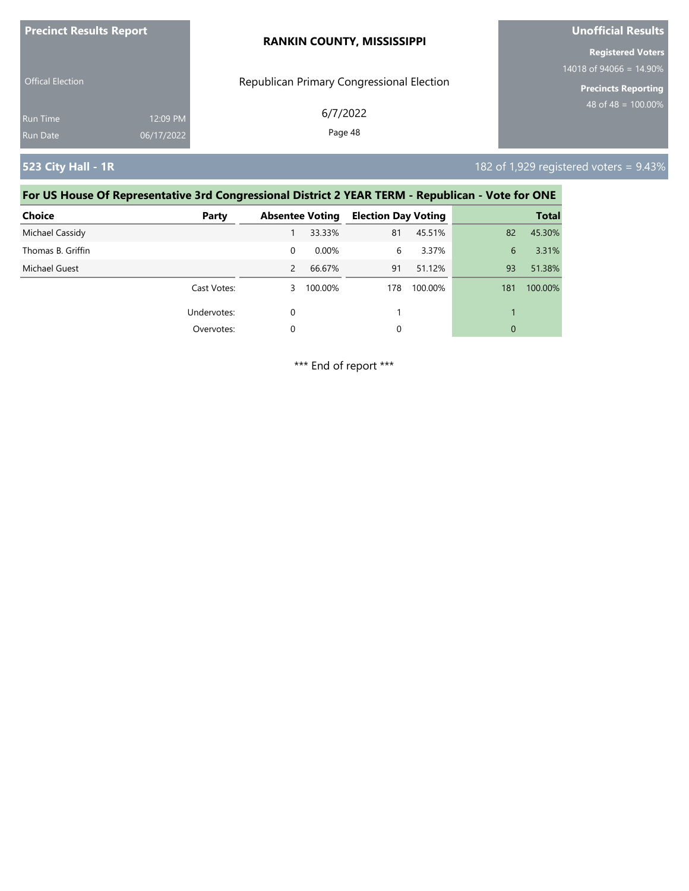**Precinct Results Report**

Offical Election

Run Time 12:09 PM
Run Date 06/17/2022

**RANKIN COUNTY, MISSISSIPPI**

Republican Primary Congressional Election

6/7/2022

**Unofficial Results**

**Registered Voters**
14018 of 94066 = 14.90%

**Precincts Reporting**
48 of 48 = 100.00%

## 523 City Hall - 1R

182 of 1,929 registered voters = 9.43%

### For US House Of Representative 3rd Congressional District 2 YEAR TERM - Republican - Vote for ONE

| Choice | Party | Absentee Voting | | Election Day Voting | | Total | |
|---|---|---|---|---|---|---|---|
| Michael Cassidy | | 1 | 33.33% | 81 | 45.51% | 82 | 45.30% |
| Thomas B. Griffin | | 0 | 0.00% | 6 | 3.37% | 6 | 3.31% |
| Michael Guest | | 2 | 66.67% | 91 | 51.12% | 93 | 51.38% |
| | Cast Votes: | 3 | 100.00% | 178 | 100.00% | 181 | 100.00% |
| | Undervotes: | 0 | | 1 | | 1 | |
| | Overvotes: | 0 | | 0 | | 0 | |

*** End of report ***